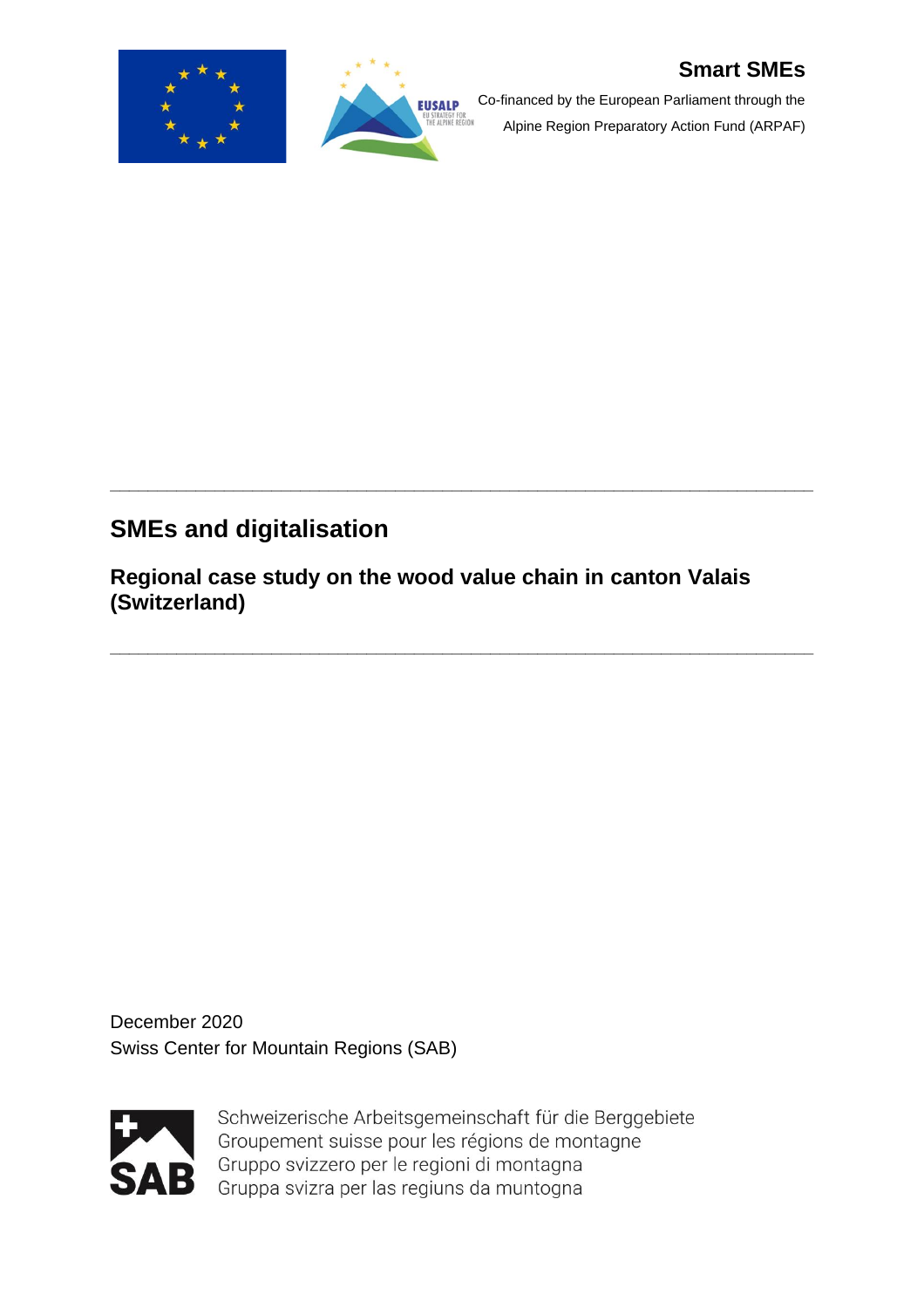**Smart SMEs**

Co-financed by the European Parliament through the Alpine Region Preparatory Action Fund (ARPAF)

---

# SMEs and digitalisation

## Regional case study on the wood value chain in canton Valais (Switzerland)

---

December 2020

Swiss Center for Mountain Regions (SAB)

Schweizerische Arbeitsgemeinschaft für die Berggebiete
Groupement suisse pour les régions de montagne
Gruppo svizzero per le regioni di montagna
Gruppa svizra per las regiuns da muntogna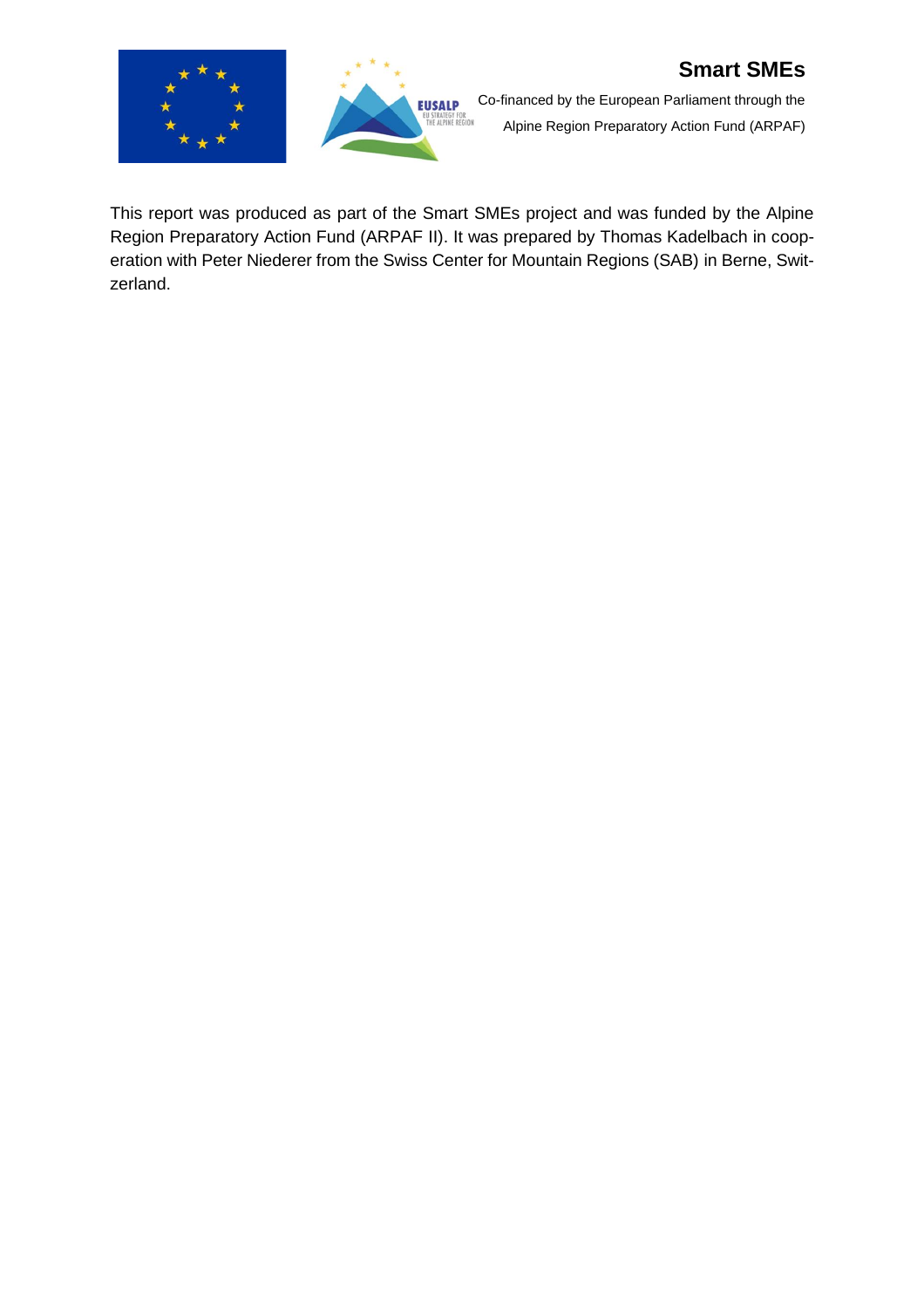This report was produced as part of the Smart SMEs project and was funded by the Alpine Region Preparatory Action Fund (ARPAF II). It was prepared by Thomas Kadelbach in cooperation with Peter Niederer from the Swiss Center for Mountain Regions (SAB) in Berne, Switzerland.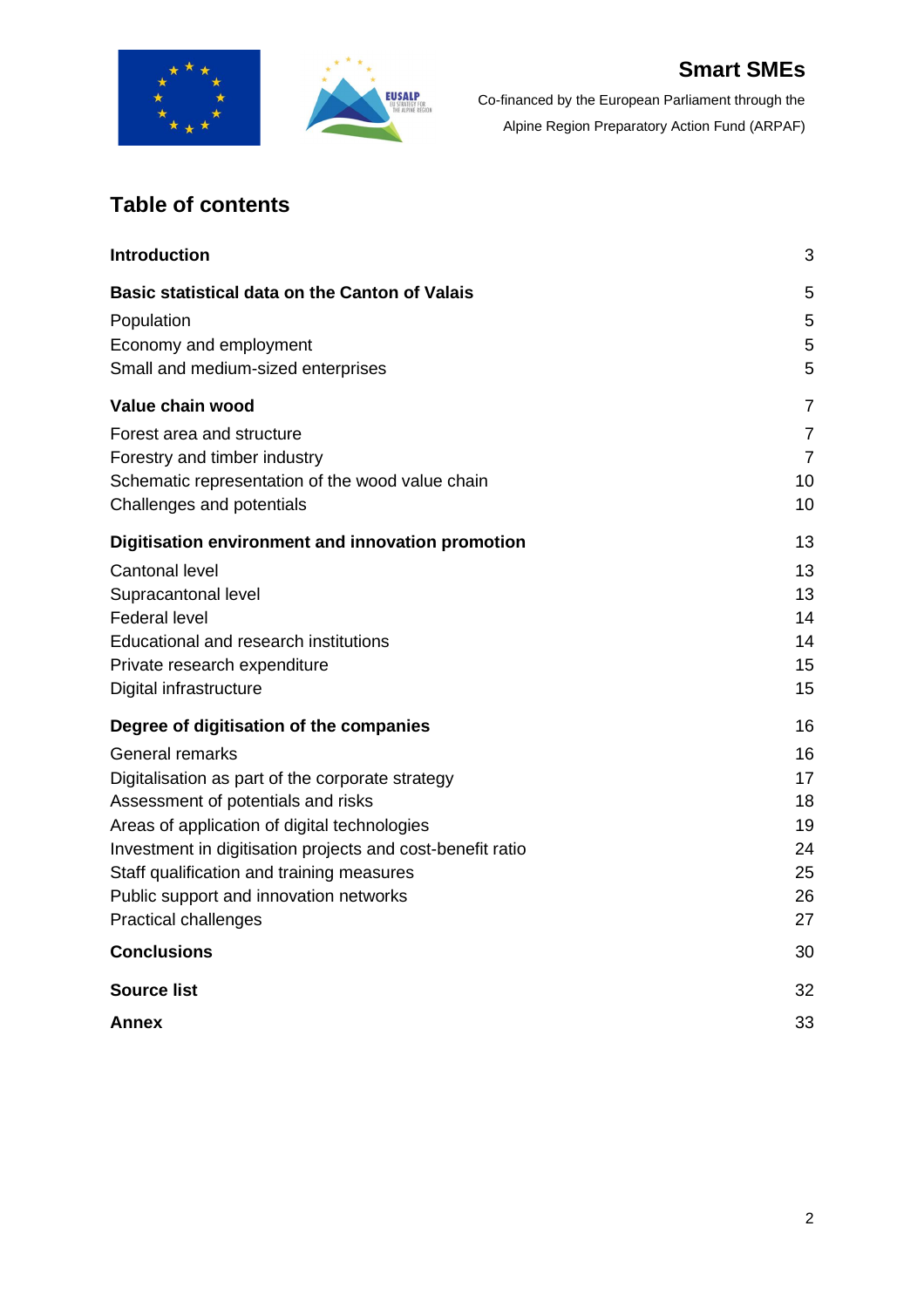# Table of contents

| | |
|---|---|
| **Introduction** | 3 |
| **Basic statistical data on the Canton of Valais** | 5 |
| Population | 5 |
| Economy and employment | 5 |
| Small and medium-sized enterprises | 5 |
| **Value chain wood** | 7 |
| Forest area and structure | 7 |
| Forestry and timber industry | 7 |
| Schematic representation of the wood value chain | 10 |
| Challenges and potentials | 10 |
| **Digitisation environment and innovation promotion** | 13 |
| Cantonal level | 13 |
| Supracantonal level | 13 |
| Federal level | 14 |
| Educational and research institutions | 14 |
| Private research expenditure | 15 |
| Digital infrastructure | 15 |
| **Degree of digitisation of the companies** | 16 |
| General remarks | 16 |
| Digitalisation as part of the corporate strategy | 17 |
| Assessment of potentials and risks | 18 |
| Areas of application of digital technologies | 19 |
| Investment in digitisation projects and cost-benefit ratio | 24 |
| Staff qualification and training measures | 25 |
| Public support and innovation networks | 26 |
| Practical challenges | 27 |
| **Conclusions** | 30 |
| **Source list** | 32 |
| **Annex** | 33 |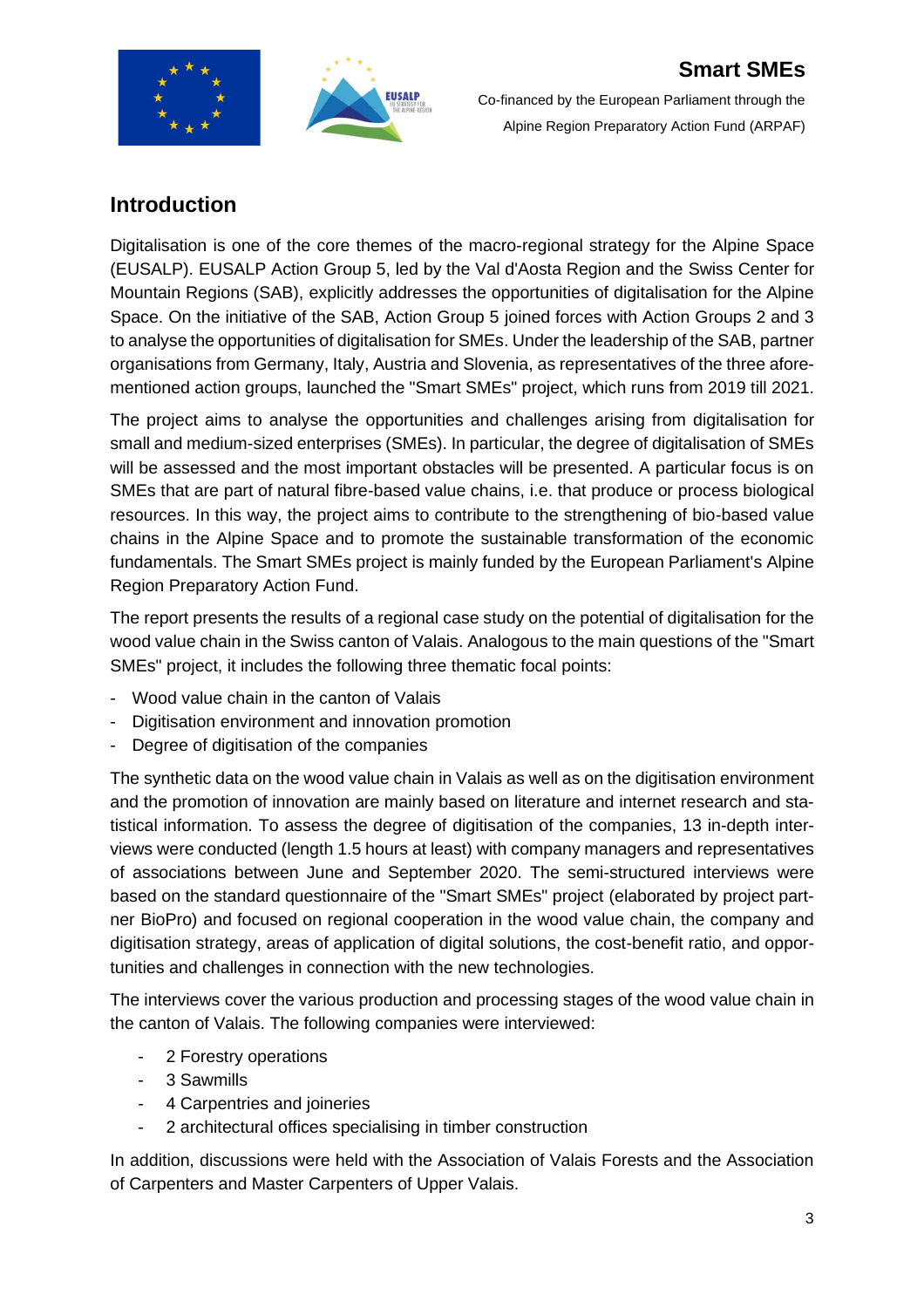## Introduction

Digitalisation is one of the core themes of the macro-regional strategy for the Alpine Space (EUSALP). EUSALP Action Group 5, led by the Val d'Aosta Region and the Swiss Center for Mountain Regions (SAB), explicitly addresses the opportunities of digitalisation for the Alpine Space. On the initiative of the SAB, Action Group 5 joined forces with Action Groups 2 and 3 to analyse the opportunities of digitalisation for SMEs. Under the leadership of the SAB, partner organisations from Germany, Italy, Austria and Slovenia, as representatives of the three aforementioned action groups, launched the "Smart SMEs" project, which runs from 2019 till 2021.

The project aims to analyse the opportunities and challenges arising from digitalisation for small and medium-sized enterprises (SMEs). In particular, the degree of digitalisation of SMEs will be assessed and the most important obstacles will be presented. A particular focus is on SMEs that are part of natural fibre-based value chains, i.e. that produce or process biological resources. In this way, the project aims to contribute to the strengthening of bio-based value chains in the Alpine Space and to promote the sustainable transformation of the economic fundamentals. The Smart SMEs project is mainly funded by the European Parliament's Alpine Region Preparatory Action Fund.

The report presents the results of a regional case study on the potential of digitalisation for the wood value chain in the Swiss canton of Valais. Analogous to the main questions of the "Smart SMEs" project, it includes the following three thematic focal points:

- Wood value chain in the canton of Valais
- Digitisation environment and innovation promotion
- Degree of digitisation of the companies

The synthetic data on the wood value chain in Valais as well as on the digitisation environment and the promotion of innovation are mainly based on literature and internet research and statistical information. To assess the degree of digitisation of the companies, 13 in-depth interviews were conducted (length 1.5 hours at least) with company managers and representatives of associations between June and September 2020. The semi-structured interviews were based on the standard questionnaire of the "Smart SMEs" project (elaborated by project partner BioPro) and focused on regional cooperation in the wood value chain, the company and digitisation strategy, areas of application of digital solutions, the cost-benefit ratio, and opportunities and challenges in connection with the new technologies.

The interviews cover the various production and processing stages of the wood value chain in the canton of Valais. The following companies were interviewed:

- 2 Forestry operations
- 3 Sawmills
- 4 Carpentries and joineries
- 2 architectural offices specialising in timber construction

In addition, discussions were held with the Association of Valais Forests and the Association of Carpenters and Master Carpenters of Upper Valais.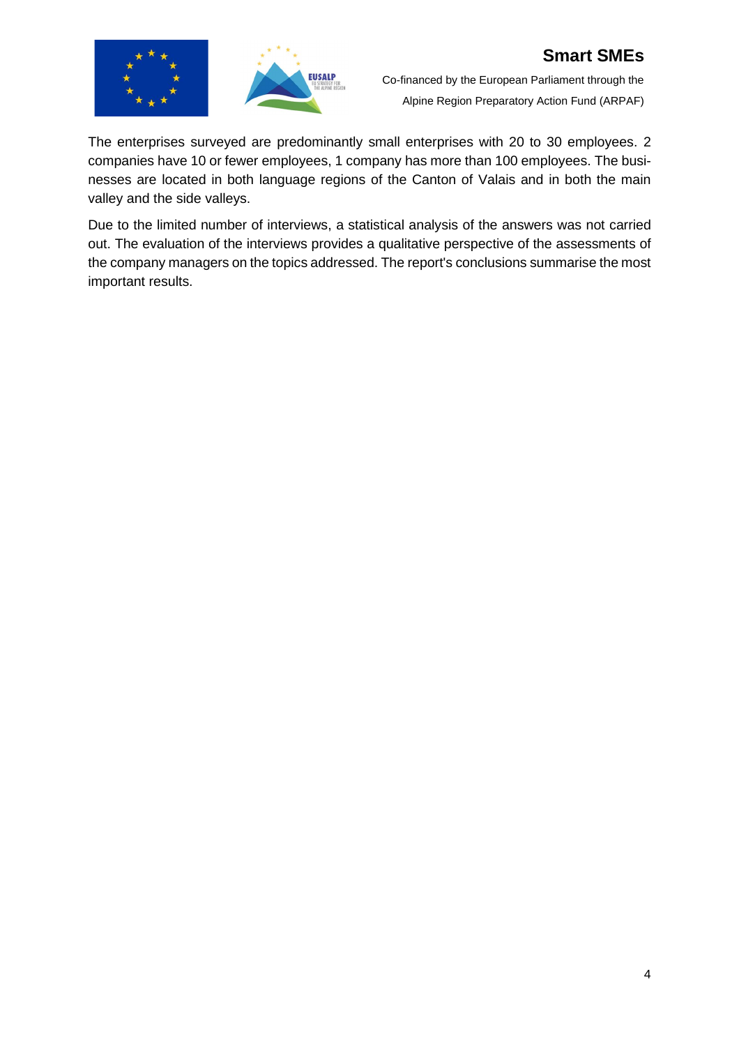The enterprises surveyed are predominantly small enterprises with 20 to 30 employees. 2 companies have 10 or fewer employees, 1 company has more than 100 employees. The businesses are located in both language regions of the Canton of Valais and in both the main valley and the side valleys.

Due to the limited number of interviews, a statistical analysis of the answers was not carried out. The evaluation of the interviews provides a qualitative perspective of the assessments of the company managers on the topics addressed. The report's conclusions summarise the most important results.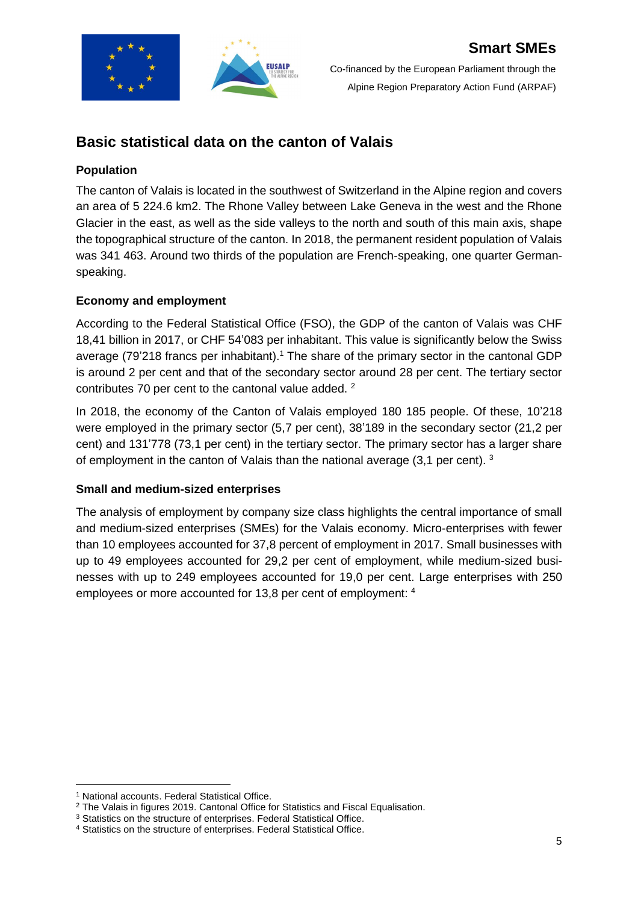## Basic statistical data on the canton of Valais

### Population

The canton of Valais is located in the southwest of Switzerland in the Alpine region and covers an area of 5 224.6 km2. The Rhone Valley between Lake Geneva in the west and the Rhone Glacier in the east, as well as the side valleys to the north and south of this main axis, shape the topographical structure of the canton. In 2018, the permanent resident population of Valais was 341 463. Around two thirds of the population are French-speaking, one quarter German-speaking.

### Economy and employment

According to the Federal Statistical Office (FSO), the GDP of the canton of Valais was CHF 18,41 billion in 2017, or CHF 54'083 per inhabitant. This value is significantly below the Swiss average (79'218 francs per inhabitant).[1] The share of the primary sector in the cantonal GDP is around 2 per cent and that of the secondary sector around 28 per cent. The tertiary sector contributes 70 per cent to the cantonal value added. [2]

In 2018, the economy of the Canton of Valais employed 180 185 people. Of these, 10'218 were employed in the primary sector (5,7 per cent), 38'189 in the secondary sector (21,2 per cent) and 131'778 (73,1 per cent) in the tertiary sector. The primary sector has a larger share of employment in the canton of Valais than the national average (3,1 per cent). [3]

### Small and medium-sized enterprises

The analysis of employment by company size class highlights the central importance of small and medium-sized enterprises (SMEs) for the Valais economy. Micro-enterprises with fewer than 10 employees accounted for 37,8 percent of employment in 2017. Small businesses with up to 49 employees accounted for 29,2 per cent of employment, while medium-sized businesses with up to 249 employees accounted for 19,0 per cent. Large enterprises with 250 employees or more accounted for 13,8 per cent of employment: [4]

---

[1] National accounts. Federal Statistical Office.

[2] The Valais in figures 2019. Cantonal Office for Statistics and Fiscal Equalisation.

[3] Statistics on the structure of enterprises. Federal Statistical Office.

[4] Statistics on the structure of enterprises. Federal Statistical Office.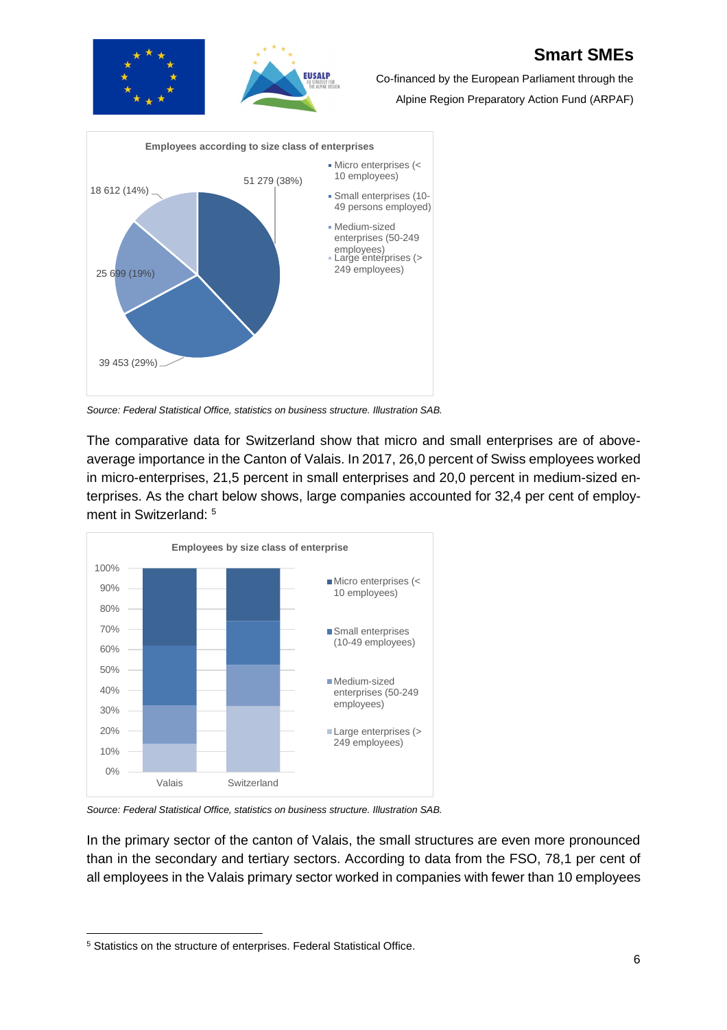**Employees according to size class of enterprises**

- Micro enterprises (< 10 employees): 51 279 (38%)
- Small enterprises (10-49 persons employed): 39 453 (29%)
- Medium-sized enterprises (50-249 employees): 25 699 (19%)
- Large enterprises (> 249 employees): 18 612 (14%)

*Source: Federal Statistical Office, statistics on business structure. Illustration SAB.*

The comparative data for Switzerland show that micro and small enterprises are of above-average importance in the Canton of Valais. In 2017, 26,0 percent of Swiss employees worked in micro-enterprises, 21,5 percent in small enterprises and 20,0 percent in medium-sized enterprises. As the chart below shows, large companies accounted for 32,4 per cent of employment in Switzerland: [5]

**Employees by size class of enterprise**

(Stacked bar chart comparing Valais and Switzerland, 0%–100%; legend: Micro enterprises (< 10 employees), Small enterprises (10-49 employees), Medium-sized enterprises (50-249 employees), Large enterprises (> 249 employees))

*Source: Federal Statistical Office, statistics on business structure. Illustration SAB.*

In the primary sector of the canton of Valais, the small structures are even more pronounced than in the secondary and tertiary sectors. According to data from the FSO, 78,1 per cent of all employees in the Valais primary sector worked in companies with fewer than 10 employees

---

[5] Statistics on the structure of enterprises. Federal Statistical Office.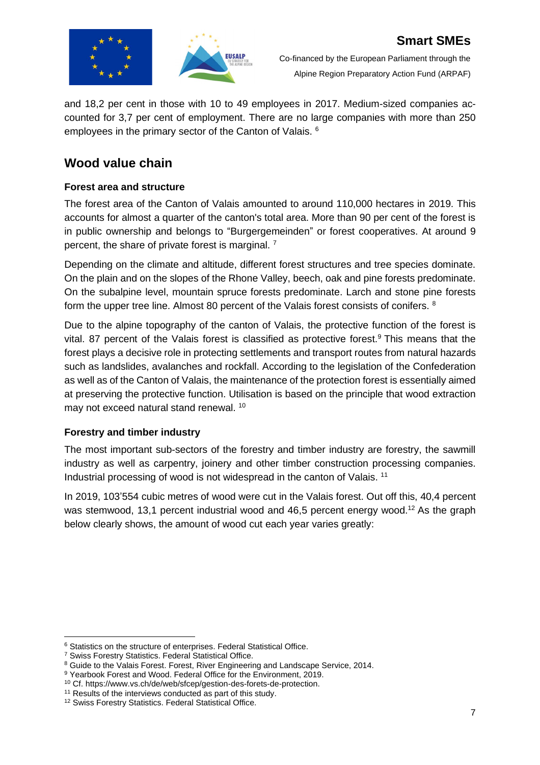and 18,2 per cent in those with 10 to 49 employees in 2017. Medium-sized companies accounted for 3,7 per cent of employment. There are no large companies with more than 250 employees in the primary sector of the Canton of Valais. [6]

## Wood value chain

### Forest area and structure

The forest area of the Canton of Valais amounted to around 110,000 hectares in 2019. This accounts for almost a quarter of the canton's total area. More than 90 per cent of the forest is in public ownership and belongs to "Burgergemeinden" or forest cooperatives. At around 9 percent, the share of private forest is marginal. [7]

Depending on the climate and altitude, different forest structures and tree species dominate. On the plain and on the slopes of the Rhone Valley, beech, oak and pine forests predominate. On the subalpine level, mountain spruce forests predominate. Larch and stone pine forests form the upper tree line. Almost 80 percent of the Valais forest consists of conifers. [8]

Due to the alpine topography of the canton of Valais, the protective function of the forest is vital. 87 percent of the Valais forest is classified as protective forest.[9] This means that the forest plays a decisive role in protecting settlements and transport routes from natural hazards such as landslides, avalanches and rockfall. According to the legislation of the Confederation as well as of the Canton of Valais, the maintenance of the protection forest is essentially aimed at preserving the protective function. Utilisation is based on the principle that wood extraction may not exceed natural stand renewal. [10]

### Forestry and timber industry

The most important sub-sectors of the forestry and timber industry are forestry, the sawmill industry as well as carpentry, joinery and other timber construction processing companies. Industrial processing of wood is not widespread in the canton of Valais. [11]

In 2019, 103'554 cubic metres of wood were cut in the Valais forest. Out off this, 40,4 percent was stemwood, 13,1 percent industrial wood and 46,5 percent energy wood.[12] As the graph below clearly shows, the amount of wood cut each year varies greatly:

---

[6] Statistics on the structure of enterprises. Federal Statistical Office.
[7] Swiss Forestry Statistics. Federal Statistical Office.
[8] Guide to the Valais Forest. Forest, River Engineering and Landscape Service, 2014.
[9] Yearbook Forest and Wood. Federal Office for the Environment, 2019.
[10] Cf. https://www.vs.ch/de/web/sfcep/gestion-des-forets-de-protection.
[11] Results of the interviews conducted as part of this study.
[12] Swiss Forestry Statistics. Federal Statistical Office.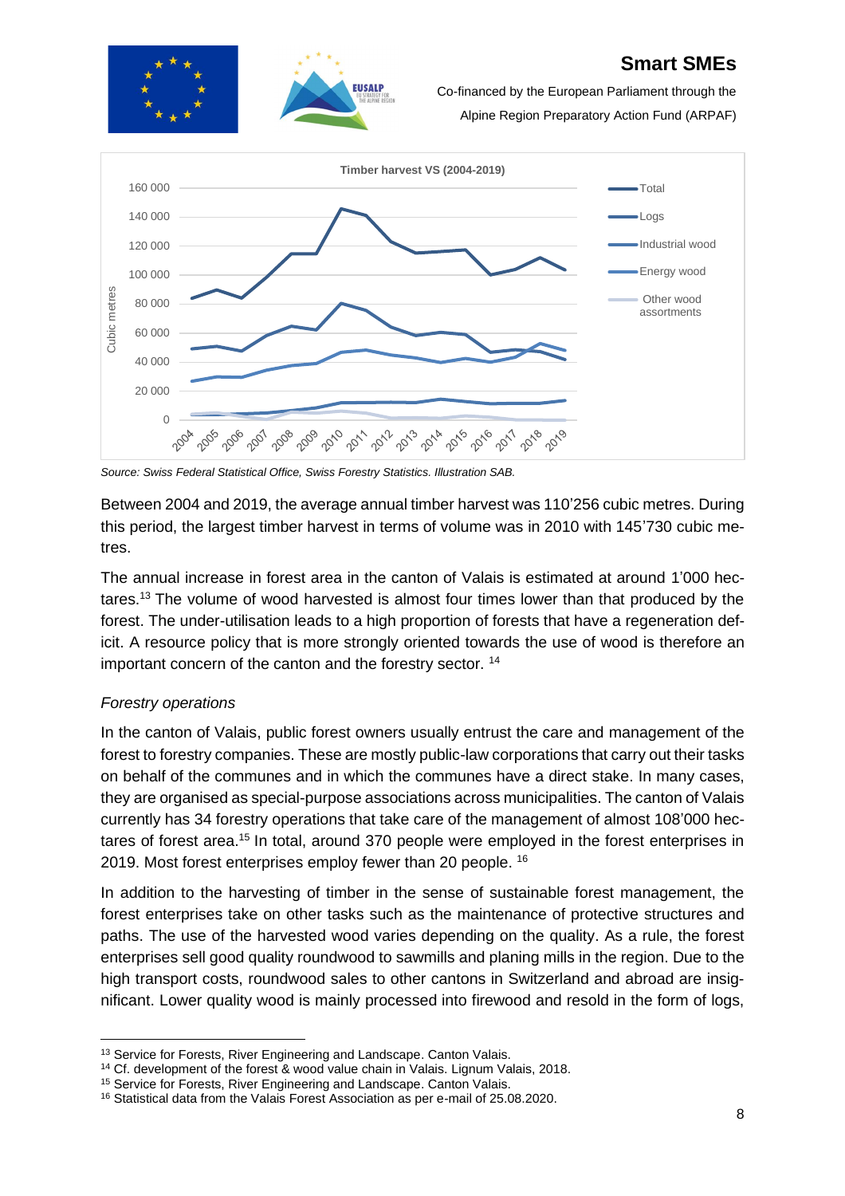Source: Swiss Federal Statistical Office, Swiss Forestry Statistics. Illustration SAB.

Between 2004 and 2019, the average annual timber harvest was 110'256 cubic metres. During this period, the largest timber harvest in terms of volume was in 2010 with 145'730 cubic metres.

The annual increase in forest area in the canton of Valais is estimated at around 1'000 hectares.[13] The volume of wood harvested is almost four times lower than that produced by the forest. The under-utilisation leads to a high proportion of forests that have a regeneration deficit. A resource policy that is more strongly oriented towards the use of wood is therefore an important concern of the canton and the forestry sector. [14]

*Forestry operations*

In the canton of Valais, public forest owners usually entrust the care and management of the forest to forestry companies. These are mostly public-law corporations that carry out their tasks on behalf of the communes and in which the communes have a direct stake. In many cases, they are organised as special-purpose associations across municipalities. The canton of Valais currently has 34 forestry operations that take care of the management of almost 108'000 hectares of forest area.[15] In total, around 370 people were employed in the forest enterprises in 2019. Most forest enterprises employ fewer than 20 people. [16]

In addition to the harvesting of timber in the sense of sustainable forest management, the forest enterprises take on other tasks such as the maintenance of protective structures and paths. The use of the harvested wood varies depending on the quality. As a rule, the forest enterprises sell good quality roundwood to sawmills and planing mills in the region. Due to the high transport costs, roundwood sales to other cantons in Switzerland and abroad are insignificant. Lower quality wood is mainly processed into firewood and resold in the form of logs,

[13] Service for Forests, River Engineering and Landscape. Canton Valais.
[14] Cf. development of the forest & wood value chain in Valais. Lignum Valais, 2018.
[15] Service for Forests, River Engineering and Landscape. Canton Valais.
[16] Statistical data from the Valais Forest Association as per e-mail of 25.08.2020.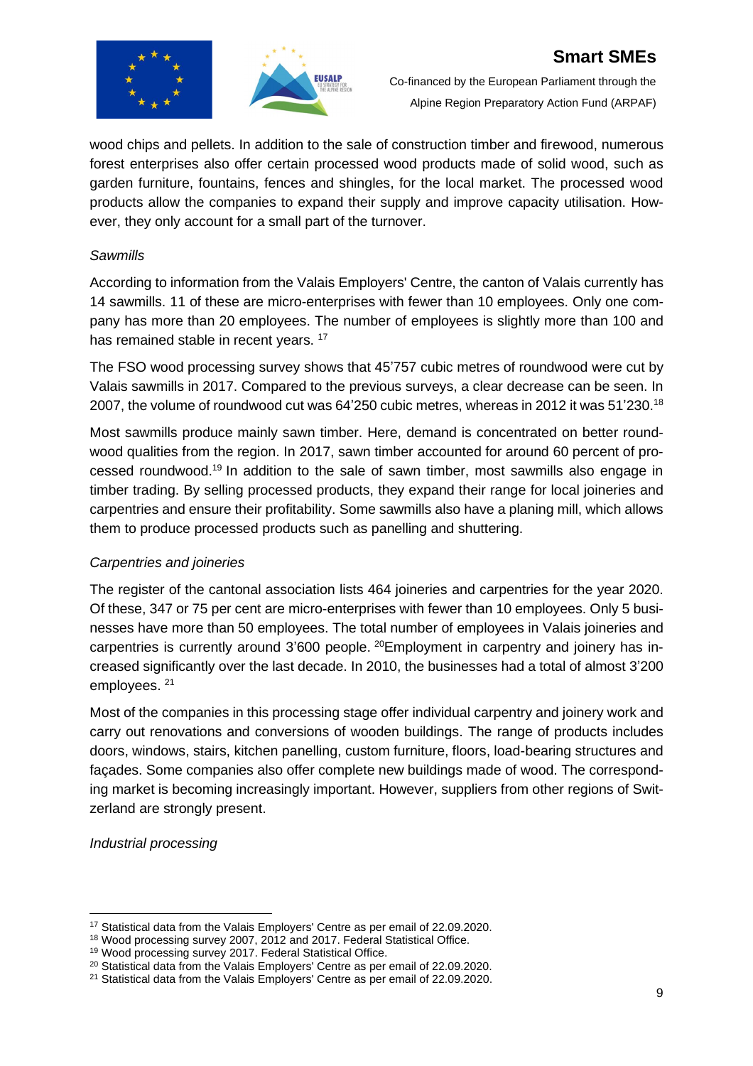wood chips and pellets. In addition to the sale of construction timber and firewood, numerous forest enterprises also offer certain processed wood products made of solid wood, such as garden furniture, fountains, fences and shingles, for the local market. The processed wood products allow the companies to expand their supply and improve capacity utilisation. However, they only account for a small part of the turnover.

*Sawmills*

According to information from the Valais Employers' Centre, the canton of Valais currently has 14 sawmills. 11 of these are micro-enterprises with fewer than 10 employees. Only one company has more than 20 employees. The number of employees is slightly more than 100 and has remained stable in recent years. [17]

The FSO wood processing survey shows that 45'757 cubic metres of roundwood were cut by Valais sawmills in 2017. Compared to the previous surveys, a clear decrease can be seen. In 2007, the volume of roundwood cut was 64'250 cubic metres, whereas in 2012 it was 51'230.[18]

Most sawmills produce mainly sawn timber. Here, demand is concentrated on better roundwood qualities from the region. In 2017, sawn timber accounted for around 60 percent of processed roundwood.[19] In addition to the sale of sawn timber, most sawmills also engage in timber trading. By selling processed products, they expand their range for local joineries and carpentries and ensure their profitability. Some sawmills also have a planing mill, which allows them to produce processed products such as panelling and shuttering.

*Carpentries and joineries*

The register of the cantonal association lists 464 joineries and carpentries for the year 2020. Of these, 347 or 75 per cent are micro-enterprises with fewer than 10 employees. Only 5 businesses have more than 50 employees. The total number of employees in Valais joineries and carpentries is currently around 3'600 people. [20]Employment in carpentry and joinery has increased significantly over the last decade. In 2010, the businesses had a total of almost 3'200 employees. [21]

Most of the companies in this processing stage offer individual carpentry and joinery work and carry out renovations and conversions of wooden buildings. The range of products includes doors, windows, stairs, kitchen panelling, custom furniture, floors, load-bearing structures and façades. Some companies also offer complete new buildings made of wood. The corresponding market is becoming increasingly important. However, suppliers from other regions of Switzerland are strongly present.

*Industrial processing*

---

[17] Statistical data from the Valais Employers' Centre as per email of 22.09.2020.
[18] Wood processing survey 2007, 2012 and 2017. Federal Statistical Office.
[19] Wood processing survey 2017. Federal Statistical Office.
[20] Statistical data from the Valais Employers' Centre as per email of 22.09.2020.
[21] Statistical data from the Valais Employers' Centre as per email of 22.09.2020.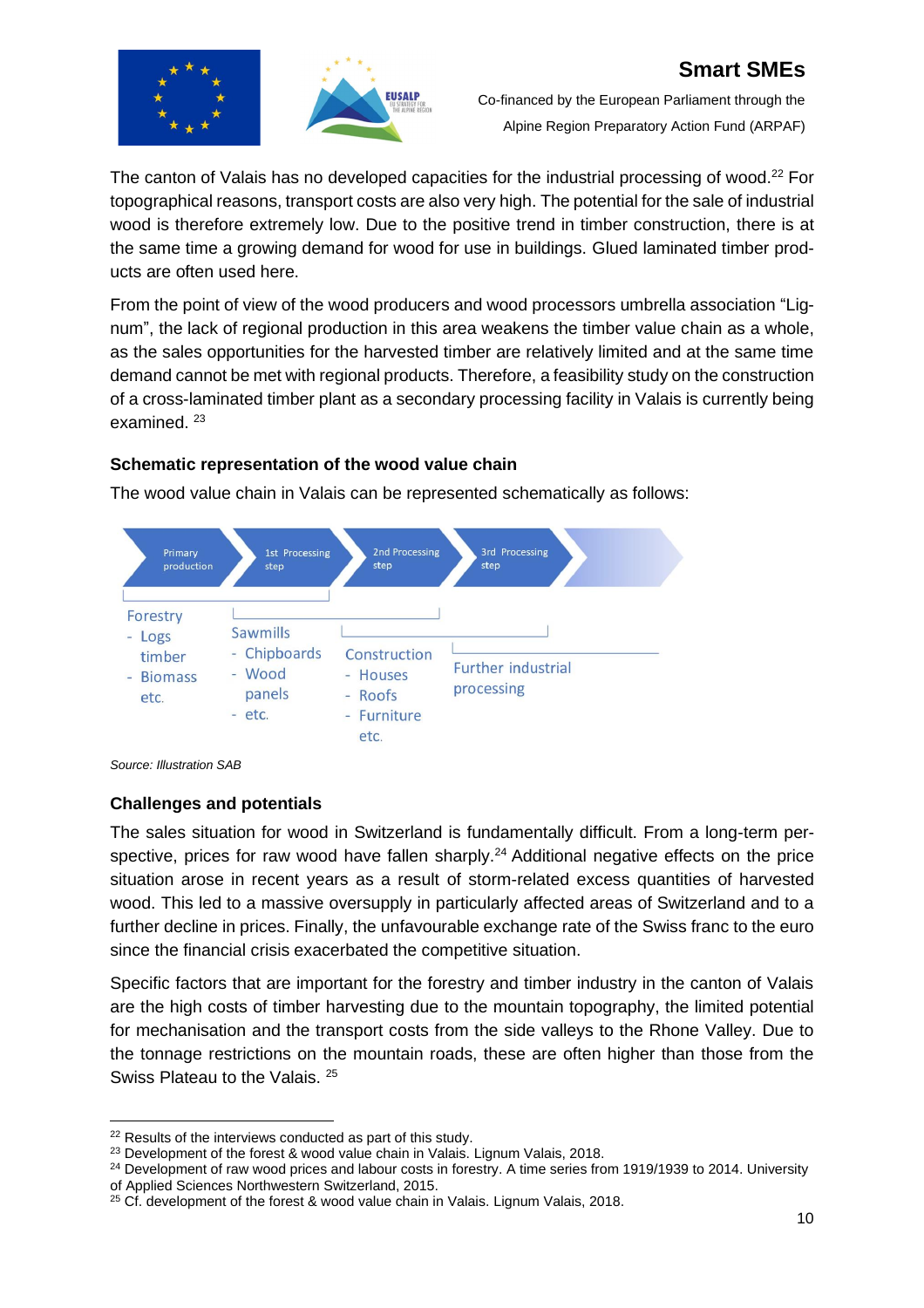The canton of Valais has no developed capacities for the industrial processing of wood.[22] For topographical reasons, transport costs are also very high. The potential for the sale of industrial wood is therefore extremely low. Due to the positive trend in timber construction, there is at the same time a growing demand for wood for use in buildings. Glued laminated timber products are often used here.

From the point of view of the wood producers and wood processors umbrella association "Lignum", the lack of regional production in this area weakens the timber value chain as a whole, as the sales opportunities for the harvested timber are relatively limited and at the same time demand cannot be met with regional products. Therefore, a feasibility study on the construction of a cross-laminated timber plant as a secondary processing facility in Valais is currently being examined. [23]

### Schematic representation of the wood value chain

The wood value chain in Valais can be represented schematically as follows:

| Primary production | 1st Processing step | 2nd Processing step | 3rd Processing step |
|---|---|---|---|
| Forestry<br>- Logs timber<br>- Biomass etc. | Sawmills<br>- Chipboards<br>- Wood panels<br>- etc. | Construction<br>- Houses<br>- Roofs<br>- Furniture etc. | Further industrial processing |

*Source: Illustration SAB*

### Challenges and potentials

The sales situation for wood in Switzerland is fundamentally difficult. From a long-term perspective, prices for raw wood have fallen sharply.[24] Additional negative effects on the price situation arose in recent years as a result of storm-related excess quantities of harvested wood. This led to a massive oversupply in particularly affected areas of Switzerland and to a further decline in prices. Finally, the unfavourable exchange rate of the Swiss franc to the euro since the financial crisis exacerbated the competitive situation.

Specific factors that are important for the forestry and timber industry in the canton of Valais are the high costs of timber harvesting due to the mountain topography, the limited potential for mechanisation and the transport costs from the side valleys to the Rhone Valley. Due to the tonnage restrictions on the mountain roads, these are often higher than those from the Swiss Plateau to the Valais. [25]

---

[22] Results of the interviews conducted as part of this study.

[23] Development of the forest & wood value chain in Valais. Lignum Valais, 2018.

[24] Development of raw wood prices and labour costs in forestry. A time series from 1919/1939 to 2014. University of Applied Sciences Northwestern Switzerland, 2015.

[25] Cf. development of the forest & wood value chain in Valais. Lignum Valais, 2018.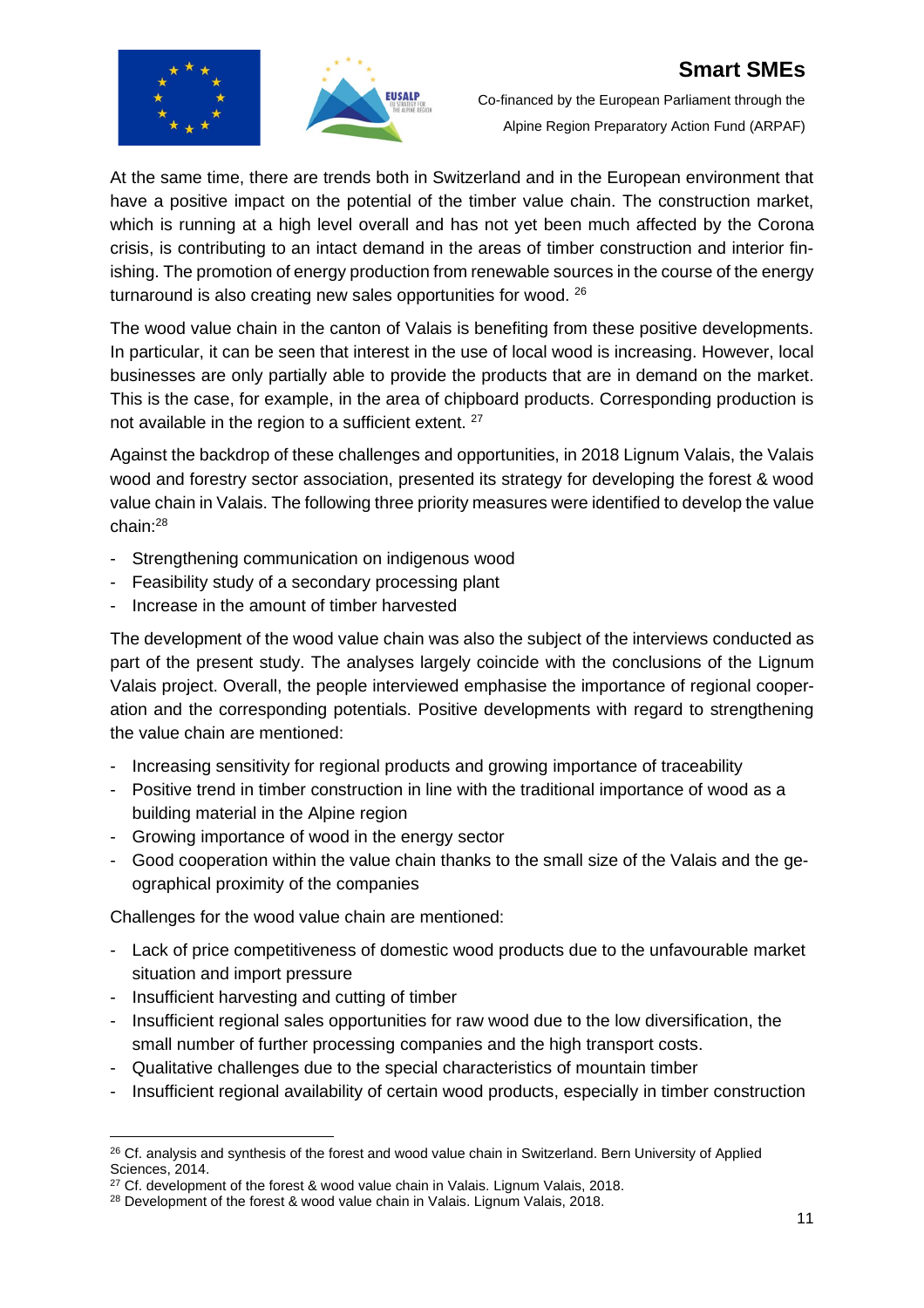At the same time, there are trends both in Switzerland and in the European environment that have a positive impact on the potential of the timber value chain. The construction market, which is running at a high level overall and has not yet been much affected by the Corona crisis, is contributing to an intact demand in the areas of timber construction and interior finishing. The promotion of energy production from renewable sources in the course of the energy turnaround is also creating new sales opportunities for wood. [26]

The wood value chain in the canton of Valais is benefiting from these positive developments. In particular, it can be seen that interest in the use of local wood is increasing. However, local businesses are only partially able to provide the products that are in demand on the market. This is the case, for example, in the area of chipboard products. Corresponding production is not available in the region to a sufficient extent. [27]

Against the backdrop of these challenges and opportunities, in 2018 Lignum Valais, the Valais wood and forestry sector association, presented its strategy for developing the forest & wood value chain in Valais. The following three priority measures were identified to develop the value chain:[28]

- Strengthening communication on indigenous wood
- Feasibility study of a secondary processing plant
- Increase in the amount of timber harvested

The development of the wood value chain was also the subject of the interviews conducted as part of the present study. The analyses largely coincide with the conclusions of the Lignum Valais project. Overall, the people interviewed emphasise the importance of regional cooperation and the corresponding potentials. Positive developments with regard to strengthening the value chain are mentioned:

- Increasing sensitivity for regional products and growing importance of traceability
- Positive trend in timber construction in line with the traditional importance of wood as a building material in the Alpine region
- Growing importance of wood in the energy sector
- Good cooperation within the value chain thanks to the small size of the Valais and the geographical proximity of the companies

Challenges for the wood value chain are mentioned:

- Lack of price competitiveness of domestic wood products due to the unfavourable market situation and import pressure
- Insufficient harvesting and cutting of timber
- Insufficient regional sales opportunities for raw wood due to the low diversification, the small number of further processing companies and the high transport costs.
- Qualitative challenges due to the special characteristics of mountain timber
- Insufficient regional availability of certain wood products, especially in timber construction

---

[26] Cf. analysis and synthesis of the forest and wood value chain in Switzerland. Bern University of Applied Sciences, 2014.

[27] Cf. development of the forest & wood value chain in Valais. Lignum Valais, 2018.

[28] Development of the forest & wood value chain in Valais. Lignum Valais, 2018.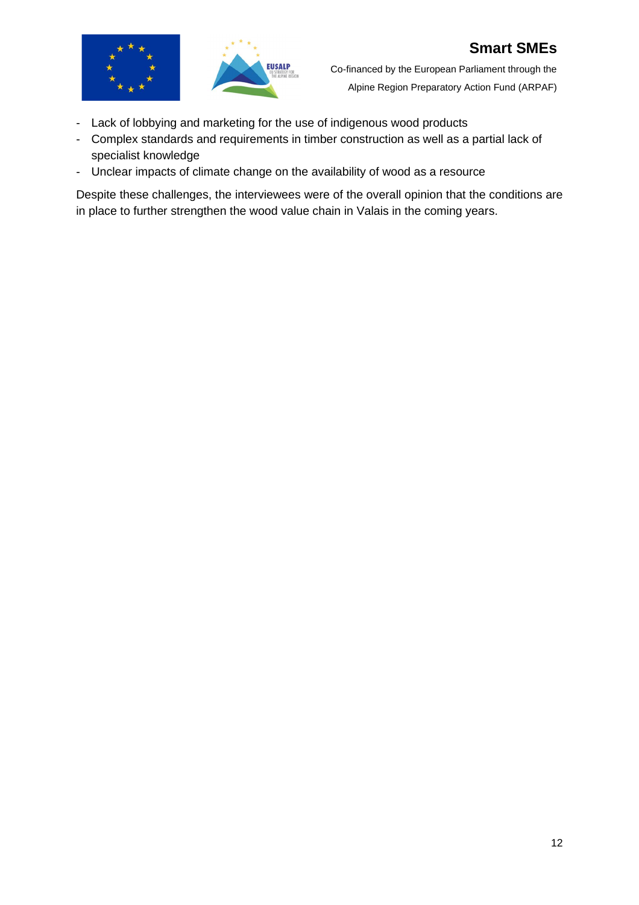- Lack of lobbying and marketing for the use of indigenous wood products
- Complex standards and requirements in timber construction as well as a partial lack of specialist knowledge
- Unclear impacts of climate change on the availability of wood as a resource

Despite these challenges, the interviewees were of the overall opinion that the conditions are in place to further strengthen the wood value chain in Valais in the coming years.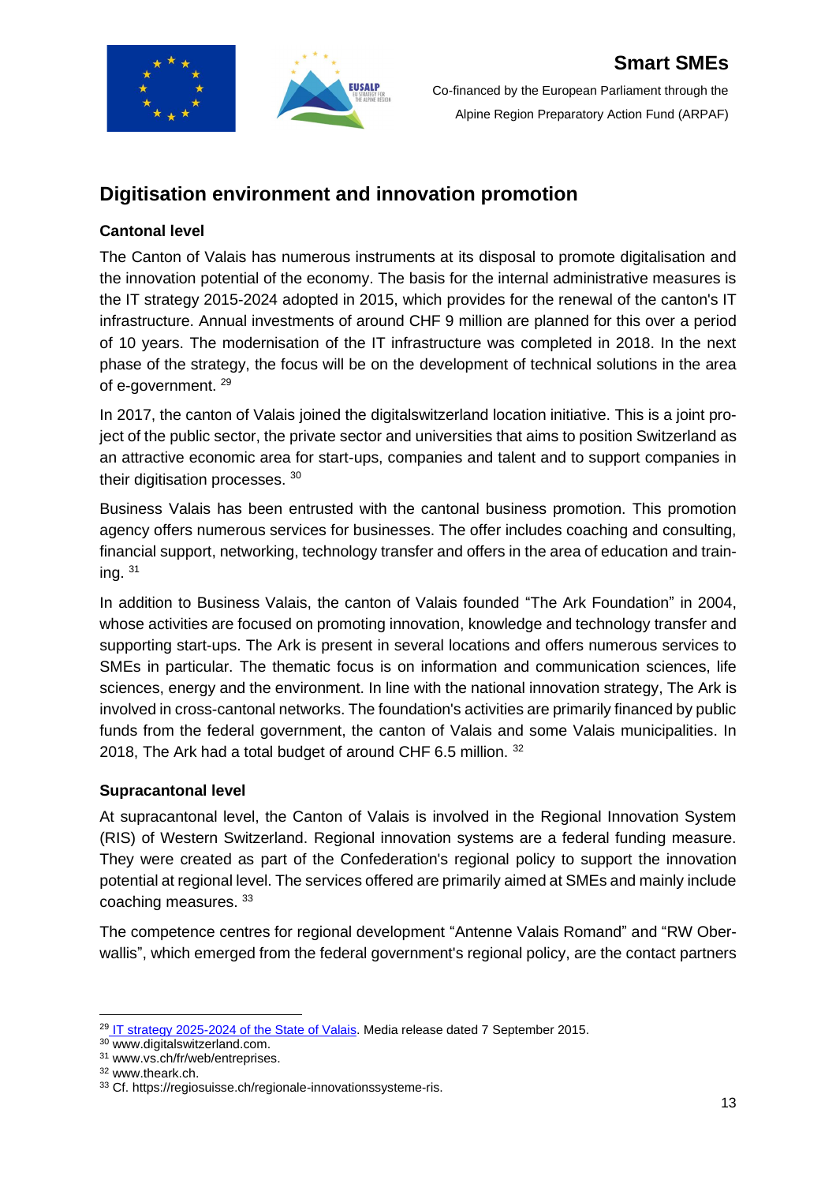## Digitisation environment and innovation promotion

### Cantonal level

The Canton of Valais has numerous instruments at its disposal to promote digitalisation and the innovation potential of the economy. The basis for the internal administrative measures is the IT strategy 2015-2024 adopted in 2015, which provides for the renewal of the canton's IT infrastructure. Annual investments of around CHF 9 million are planned for this over a period of 10 years. The modernisation of the IT infrastructure was completed in 2018. In the next phase of the strategy, the focus will be on the development of technical solutions in the area of e-government. [29]

In 2017, the canton of Valais joined the digitalswitzerland location initiative. This is a joint project of the public sector, the private sector and universities that aims to position Switzerland as an attractive economic area for start-ups, companies and talent and to support companies in their digitisation processes. [30]

Business Valais has been entrusted with the cantonal business promotion. This promotion agency offers numerous services for businesses. The offer includes coaching and consulting, financial support, networking, technology transfer and offers in the area of education and training. [31]

In addition to Business Valais, the canton of Valais founded "The Ark Foundation" in 2004, whose activities are focused on promoting innovation, knowledge and technology transfer and supporting start-ups. The Ark is present in several locations and offers numerous services to SMEs in particular. The thematic focus is on information and communication sciences, life sciences, energy and the environment. In line with the national innovation strategy, The Ark is involved in cross-cantonal networks. The foundation's activities are primarily financed by public funds from the federal government, the canton of Valais and some Valais municipalities. In 2018, The Ark had a total budget of around CHF 6.5 million. [32]

### Supracantonal level

At supracantonal level, the Canton of Valais is involved in the Regional Innovation System (RIS) of Western Switzerland. Regional innovation systems are a federal funding measure. They were created as part of the Confederation's regional policy to support the innovation potential at regional level. The services offered are primarily aimed at SMEs and mainly include coaching measures. [33]

The competence centres for regional development "Antenne Valais Romand" and "RW Oberwallis", which emerged from the federal government's regional policy, are the contact partners

---

[29] IT strategy 2025-2024 of the State of Valais. Media release dated 7 September 2015.
[30] www.digitalswitzerland.com.
[31] www.vs.ch/fr/web/entreprises.
[32] www.theark.ch.
[33] Cf. https://regiosuisse.ch/regionale-innovationssysteme-ris.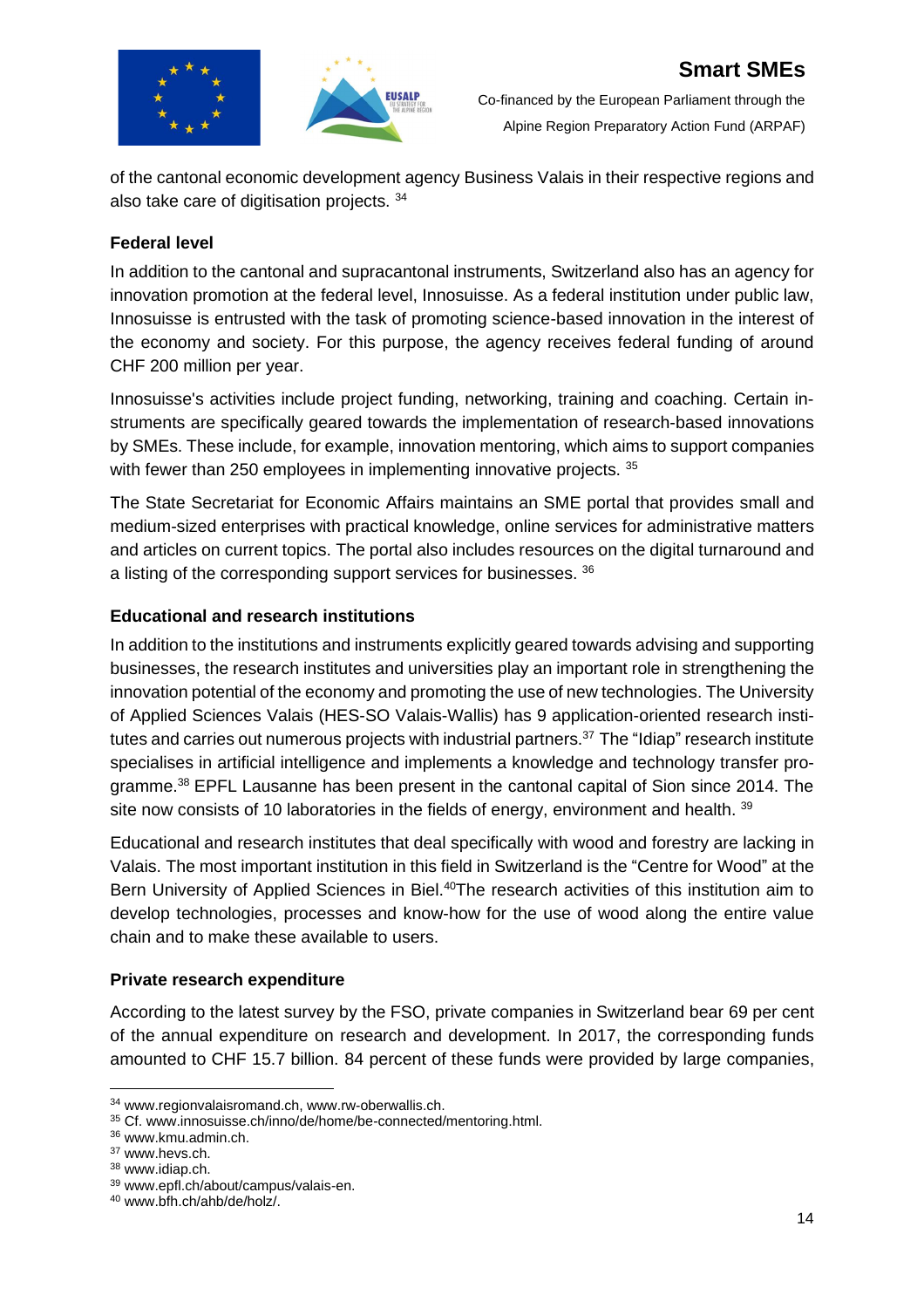of the cantonal economic development agency Business Valais in their respective regions and also take care of digitisation projects. [34]

### Federal level

In addition to the cantonal and supracantonal instruments, Switzerland also has an agency for innovation promotion at the federal level, Innosuisse. As a federal institution under public law, Innosuisse is entrusted with the task of promoting science-based innovation in the interest of the economy and society. For this purpose, the agency receives federal funding of around CHF 200 million per year.

Innosuisse's activities include project funding, networking, training and coaching. Certain instruments are specifically geared towards the implementation of research-based innovations by SMEs. These include, for example, innovation mentoring, which aims to support companies with fewer than 250 employees in implementing innovative projects. [35]

The State Secretariat for Economic Affairs maintains an SME portal that provides small and medium-sized enterprises with practical knowledge, online services for administrative matters and articles on current topics. The portal also includes resources on the digital turnaround and a listing of the corresponding support services for businesses. [36]

### Educational and research institutions

In addition to the institutions and instruments explicitly geared towards advising and supporting businesses, the research institutes and universities play an important role in strengthening the innovation potential of the economy and promoting the use of new technologies. The University of Applied Sciences Valais (HES-SO Valais-Wallis) has 9 application-oriented research institutes and carries out numerous projects with industrial partners.[37] The "Idiap" research institute specialises in artificial intelligence and implements a knowledge and technology transfer programme.[38] EPFL Lausanne has been present in the cantonal capital of Sion since 2014. The site now consists of 10 laboratories in the fields of energy, environment and health. [39]

Educational and research institutes that deal specifically with wood and forestry are lacking in Valais. The most important institution in this field in Switzerland is the "Centre for Wood" at the Bern University of Applied Sciences in Biel.[40]The research activities of this institution aim to develop technologies, processes and know-how for the use of wood along the entire value chain and to make these available to users.

### Private research expenditure

According to the latest survey by the FSO, private companies in Switzerland bear 69 per cent of the annual expenditure on research and development. In 2017, the corresponding funds amounted to CHF 15.7 billion. 84 percent of these funds were provided by large companies,

---

[34] www.regionvalaisromand.ch, www.rw-oberwallis.ch.
[35] Cf. www.innosuisse.ch/inno/de/home/be-connected/mentoring.html.
[36] www.kmu.admin.ch.
[37] www.hevs.ch.
[38] www.idiap.ch.
[39] www.epfl.ch/about/campus/valais-en.
[40] www.bfh.ch/ahb/de/holz/.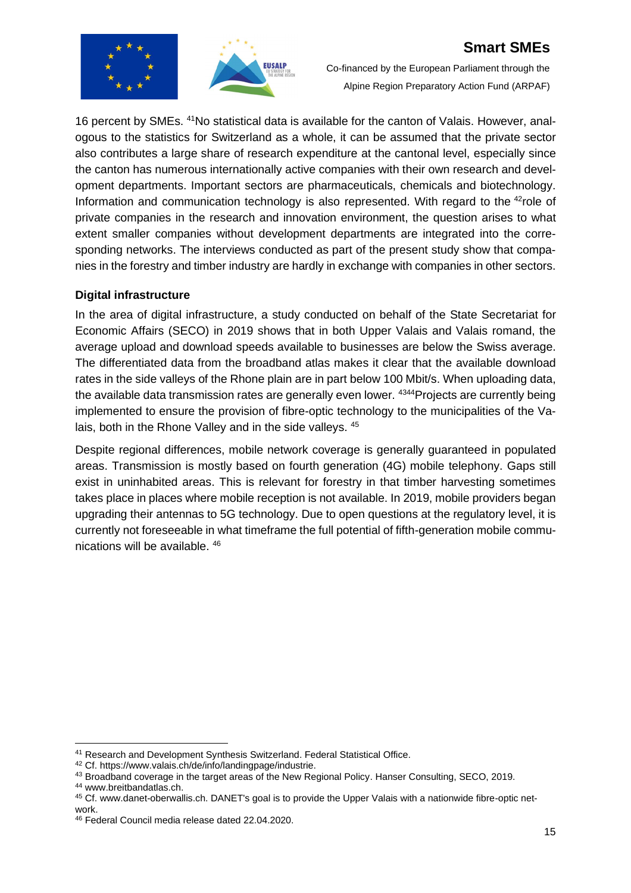16 percent by SMEs. [41]No statistical data is available for the canton of Valais. However, analogous to the statistics for Switzerland as a whole, it can be assumed that the private sector also contributes a large share of research expenditure at the cantonal level, especially since the canton has numerous internationally active companies with their own research and development departments. Important sectors are pharmaceuticals, chemicals and biotechnology. Information and communication technology is also represented. With regard to the [42]role of private companies in the research and innovation environment, the question arises to what extent smaller companies without development departments are integrated into the corresponding networks. The interviews conducted as part of the present study show that companies in the forestry and timber industry are hardly in exchange with companies in other sectors.

**Digital infrastructure**

In the area of digital infrastructure, a study conducted on behalf of the State Secretariat for Economic Affairs (SECO) in 2019 shows that in both Upper Valais and Valais romand, the average upload and download speeds available to businesses are below the Swiss average. The differentiated data from the broadband atlas makes it clear that the available download rates in the side valleys of the Rhone plain are in part below 100 Mbit/s. When uploading data, the available data transmission rates are generally even lower. [43][44]Projects are currently being implemented to ensure the provision of fibre-optic technology to the municipalities of the Valais, both in the Rhone Valley and in the side valleys. [45]

Despite regional differences, mobile network coverage is generally guaranteed in populated areas. Transmission is mostly based on fourth generation (4G) mobile telephony. Gaps still exist in uninhabited areas. This is relevant for forestry in that timber harvesting sometimes takes place in places where mobile reception is not available. In 2019, mobile providers began upgrading their antennas to 5G technology. Due to open questions at the regulatory level, it is currently not foreseeable in what timeframe the full potential of fifth-generation mobile communications will be available. [46]

---

[41] Research and Development Synthesis Switzerland. Federal Statistical Office.

[42] Cf. https://www.valais.ch/de/info/landingpage/industrie.

[43] Broadband coverage in the target areas of the New Regional Policy. Hanser Consulting, SECO, 2019.

[44] www.breitbandatlas.ch.

[45] Cf. www.danet-oberwallis.ch. DANET's goal is to provide the Upper Valais with a nationwide fibre-optic network.

[46] Federal Council media release dated 22.04.2020.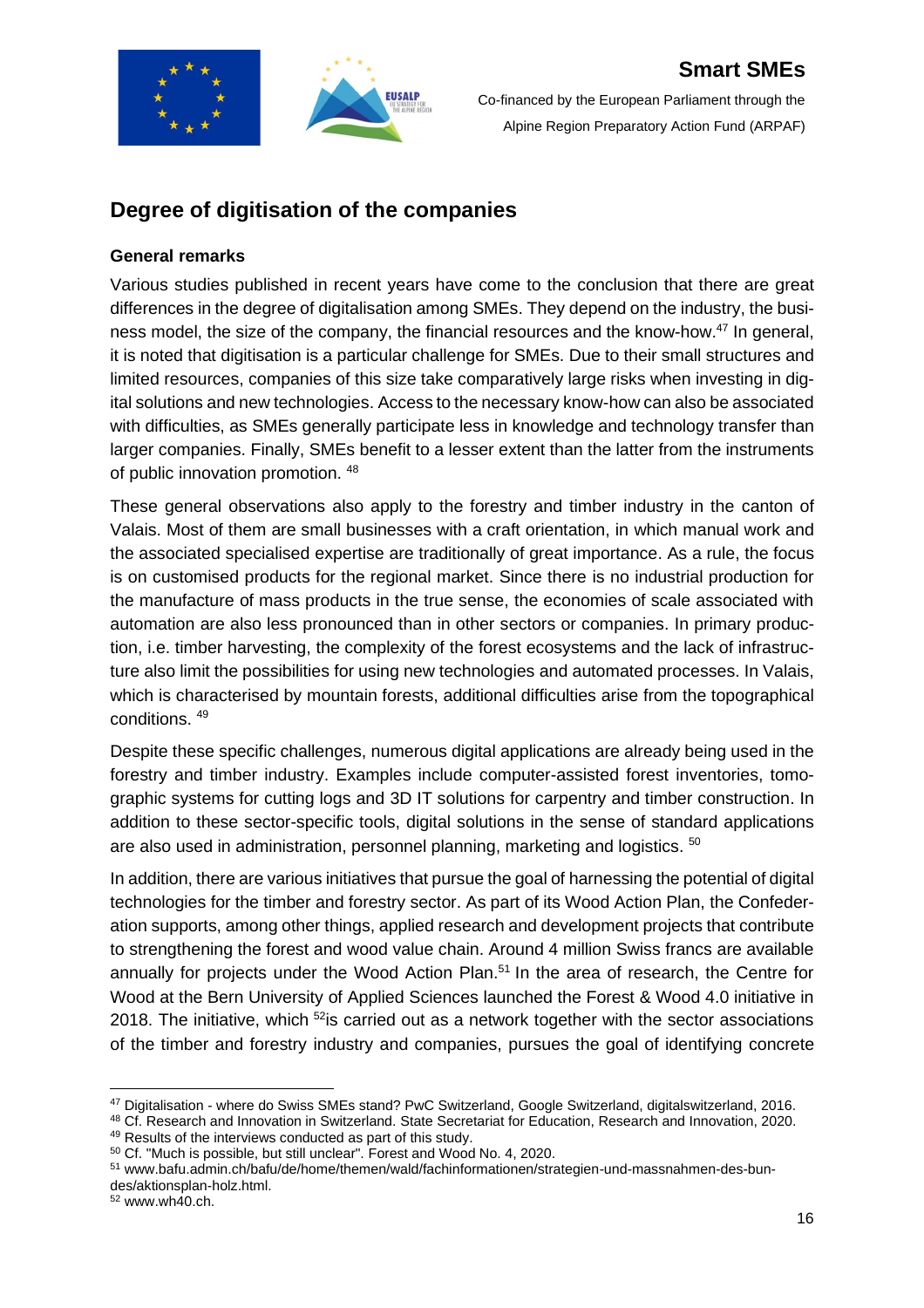## Degree of digitisation of the companies

### General remarks

Various studies published in recent years have come to the conclusion that there are great differences in the degree of digitalisation among SMEs. They depend on the industry, the business model, the size of the company, the financial resources and the know-how.[47] In general, it is noted that digitisation is a particular challenge for SMEs. Due to their small structures and limited resources, companies of this size take comparatively large risks when investing in digital solutions and new technologies. Access to the necessary know-how can also be associated with difficulties, as SMEs generally participate less in knowledge and technology transfer than larger companies. Finally, SMEs benefit to a lesser extent than the latter from the instruments of public innovation promotion. [48]

These general observations also apply to the forestry and timber industry in the canton of Valais. Most of them are small businesses with a craft orientation, in which manual work and the associated specialised expertise are traditionally of great importance. As a rule, the focus is on customised products for the regional market. Since there is no industrial production for the manufacture of mass products in the true sense, the economies of scale associated with automation are also less pronounced than in other sectors or companies. In primary production, i.e. timber harvesting, the complexity of the forest ecosystems and the lack of infrastructure also limit the possibilities for using new technologies and automated processes. In Valais, which is characterised by mountain forests, additional difficulties arise from the topographical conditions. [49]

Despite these specific challenges, numerous digital applications are already being used in the forestry and timber industry. Examples include computer-assisted forest inventories, tomographic systems for cutting logs and 3D IT solutions for carpentry and timber construction. In addition to these sector-specific tools, digital solutions in the sense of standard applications are also used in administration, personnel planning, marketing and logistics. [50]

In addition, there are various initiatives that pursue the goal of harnessing the potential of digital technologies for the timber and forestry sector. As part of its Wood Action Plan, the Confederation supports, among other things, applied research and development projects that contribute to strengthening the forest and wood value chain. Around 4 million Swiss francs are available annually for projects under the Wood Action Plan.[51] In the area of research, the Centre for Wood at the Bern University of Applied Sciences launched the Forest & Wood 4.0 initiative in 2018. The initiative, which [52]is carried out as a network together with the sector associations of the timber and forestry industry and companies, pursues the goal of identifying concrete

---

[47] Digitalisation - where do Swiss SMEs stand? PwC Switzerland, Google Switzerland, digitalswitzerland, 2016.
[48] Cf. Research and Innovation in Switzerland. State Secretariat for Education, Research and Innovation, 2020.
[49] Results of the interviews conducted as part of this study.
[50] Cf. "Much is possible, but still unclear". Forest and Wood No. 4, 2020.
[51] www.bafu.admin.ch/bafu/de/home/themen/wald/fachinformationen/strategien-und-massnahmen-des-bundes/aktionsplan-holz.html.
[52] www.wh40.ch.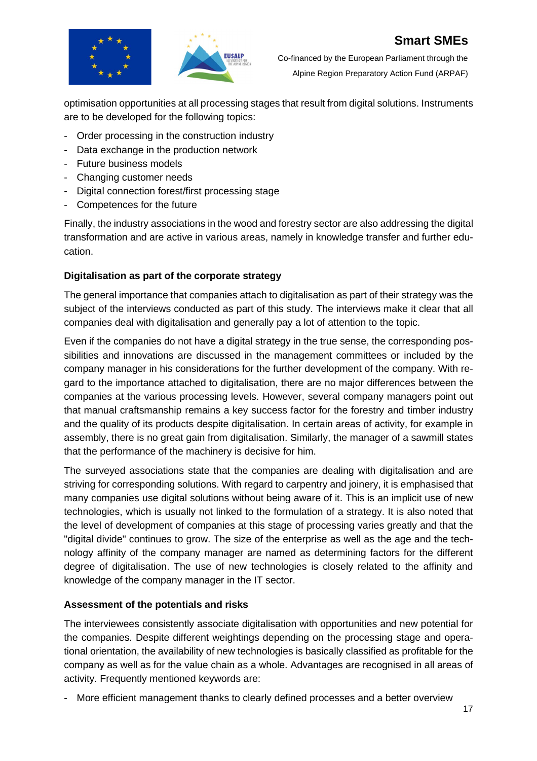optimisation opportunities at all processing stages that result from digital solutions. Instruments are to be developed for the following topics:

- Order processing in the construction industry
- Data exchange in the production network
- Future business models
- Changing customer needs
- Digital connection forest/first processing stage
- Competences for the future

Finally, the industry associations in the wood and forestry sector are also addressing the digital transformation and are active in various areas, namely in knowledge transfer and further education.

**Digitalisation as part of the corporate strategy**

The general importance that companies attach to digitalisation as part of their strategy was the subject of the interviews conducted as part of this study. The interviews make it clear that all companies deal with digitalisation and generally pay a lot of attention to the topic.

Even if the companies do not have a digital strategy in the true sense, the corresponding possibilities and innovations are discussed in the management committees or included by the company manager in his considerations for the further development of the company. With regard to the importance attached to digitalisation, there are no major differences between the companies at the various processing levels. However, several company managers point out that manual craftsmanship remains a key success factor for the forestry and timber industry and the quality of its products despite digitalisation. In certain areas of activity, for example in assembly, there is no great gain from digitalisation. Similarly, the manager of a sawmill states that the performance of the machinery is decisive for him.

The surveyed associations state that the companies are dealing with digitalisation and are striving for corresponding solutions. With regard to carpentry and joinery, it is emphasised that many companies use digital solutions without being aware of it. This is an implicit use of new technologies, which is usually not linked to the formulation of a strategy. It is also noted that the level of development of companies at this stage of processing varies greatly and that the "digital divide" continues to grow. The size of the enterprise as well as the age and the technology affinity of the company manager are named as determining factors for the different degree of digitalisation. The use of new technologies is closely related to the affinity and knowledge of the company manager in the IT sector.

**Assessment of the potentials and risks**

The interviewees consistently associate digitalisation with opportunities and new potential for the companies. Despite different weightings depending on the processing stage and operational orientation, the availability of new technologies is basically classified as profitable for the company as well as for the value chain as a whole. Advantages are recognised in all areas of activity. Frequently mentioned keywords are:

- More efficient management thanks to clearly defined processes and a better overview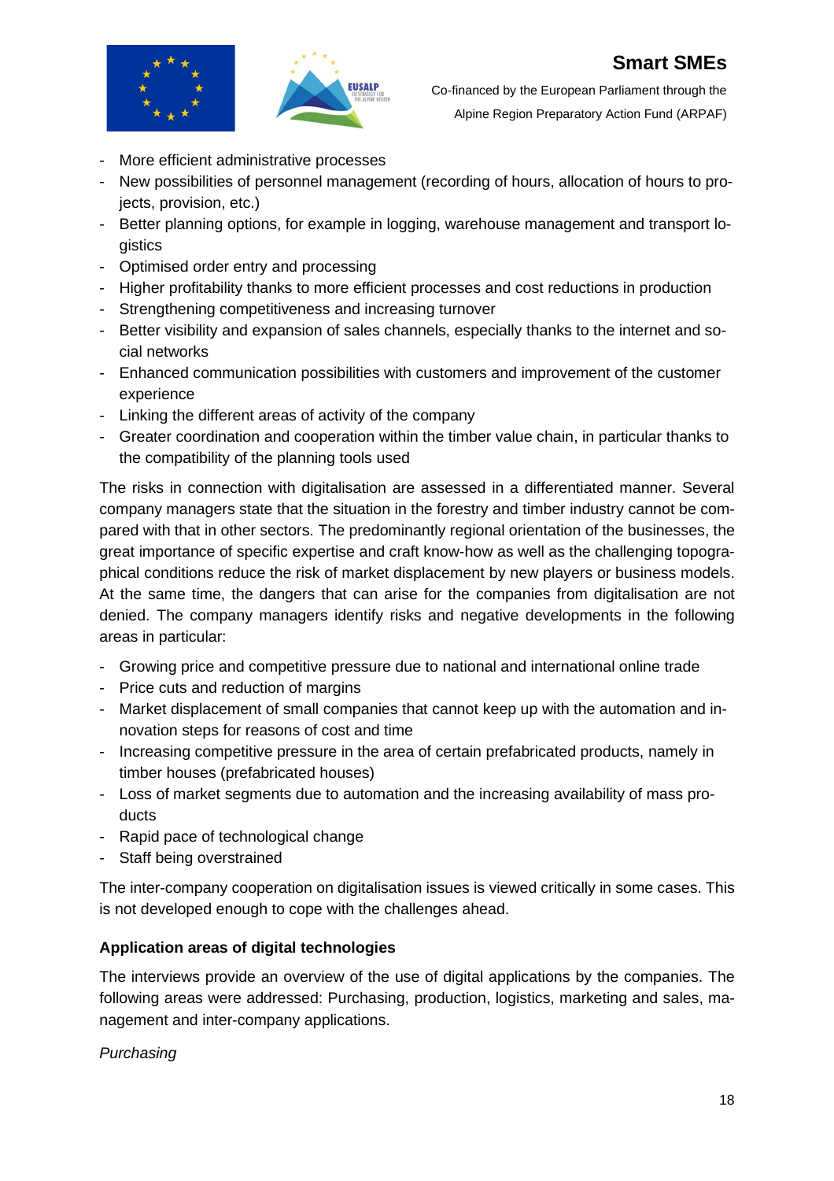- More efficient administrative processes
- New possibilities of personnel management (recording of hours, allocation of hours to projects, provision, etc.)
- Better planning options, for example in logging, warehouse management and transport logistics
- Optimised order entry and processing
- Higher profitability thanks to more efficient processes and cost reductions in production
- Strengthening competitiveness and increasing turnover
- Better visibility and expansion of sales channels, especially thanks to the internet and social networks
- Enhanced communication possibilities with customers and improvement of the customer experience
- Linking the different areas of activity of the company
- Greater coordination and cooperation within the timber value chain, in particular thanks to the compatibility of the planning tools used

The risks in connection with digitalisation are assessed in a differentiated manner. Several company managers state that the situation in the forestry and timber industry cannot be compared with that in other sectors. The predominantly regional orientation of the businesses, the great importance of specific expertise and craft know-how as well as the challenging topographical conditions reduce the risk of market displacement by new players or business models. At the same time, the dangers that can arise for the companies from digitalisation are not denied. The company managers identify risks and negative developments in the following areas in particular:

- Growing price and competitive pressure due to national and international online trade
- Price cuts and reduction of margins
- Market displacement of small companies that cannot keep up with the automation and innovation steps for reasons of cost and time
- Increasing competitive pressure in the area of certain prefabricated products, namely in timber houses (prefabricated houses)
- Loss of market segments due to automation and the increasing availability of mass products
- Rapid pace of technological change
- Staff being overstrained

The inter-company cooperation on digitalisation issues is viewed critically in some cases. This is not developed enough to cope with the challenges ahead.

**Application areas of digital technologies**

The interviews provide an overview of the use of digital applications by the companies. The following areas were addressed: Purchasing, production, logistics, marketing and sales, management and inter-company applications.

*Purchasing*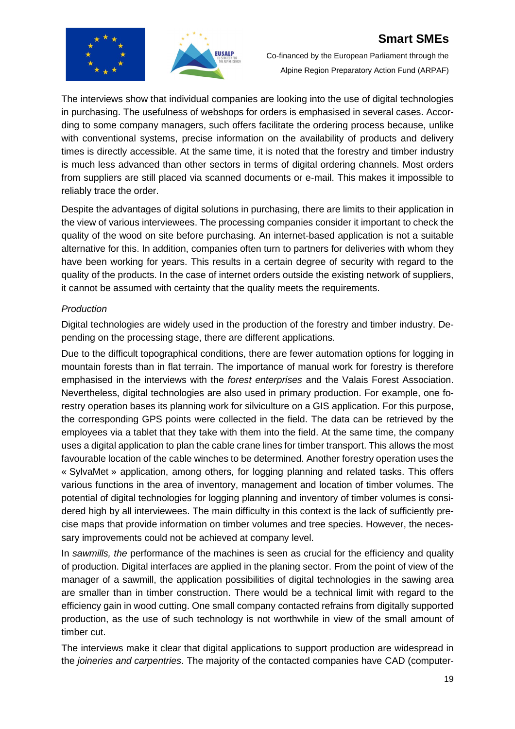The interviews show that individual companies are looking into the use of digital technologies in purchasing. The usefulness of webshops for orders is emphasised in several cases. According to some company managers, such offers facilitate the ordering process because, unlike with conventional systems, precise information on the availability of products and delivery times is directly accessible. At the same time, it is noted that the forestry and timber industry is much less advanced than other sectors in terms of digital ordering channels. Most orders from suppliers are still placed via scanned documents or e-mail. This makes it impossible to reliably trace the order.

Despite the advantages of digital solutions in purchasing, there are limits to their application in the view of various interviewees. The processing companies consider it important to check the quality of the wood on site before purchasing. An internet-based application is not a suitable alternative for this. In addition, companies often turn to partners for deliveries with whom they have been working for years. This results in a certain degree of security with regard to the quality of the products. In the case of internet orders outside the existing network of suppliers, it cannot be assumed with certainty that the quality meets the requirements.

*Production*

Digital technologies are widely used in the production of the forestry and timber industry. Depending on the processing stage, there are different applications.

Due to the difficult topographical conditions, there are fewer automation options for logging in mountain forests than in flat terrain. The importance of manual work for forestry is therefore emphasised in the interviews with the *forest enterprises* and the Valais Forest Association. Nevertheless, digital technologies are also used in primary production. For example, one forestry operation bases its planning work for silviculture on a GIS application. For this purpose, the corresponding GPS points were collected in the field. The data can be retrieved by the employees via a tablet that they take with them into the field. At the same time, the company uses a digital application to plan the cable crane lines for timber transport. This allows the most favourable location of the cable winches to be determined. Another forestry operation uses the « SylvaMet » application, among others, for logging planning and related tasks. This offers various functions in the area of inventory, management and location of timber volumes. The potential of digital technologies for logging planning and inventory of timber volumes is considered high by all interviewees. The main difficulty in this context is the lack of sufficiently precise maps that provide information on timber volumes and tree species. However, the necessary improvements could not be achieved at company level.

In *sawmills, the* performance of the machines is seen as crucial for the efficiency and quality of production. Digital interfaces are applied in the planing sector. From the point of view of the manager of a sawmill, the application possibilities of digital technologies in the sawing area are smaller than in timber construction. There would be a technical limit with regard to the efficiency gain in wood cutting. One small company contacted refrains from digitally supported production, as the use of such technology is not worthwhile in view of the small amount of timber cut.

The interviews make it clear that digital applications to support production are widespread in the *joineries and carpentries*. The majority of the contacted companies have CAD (computer-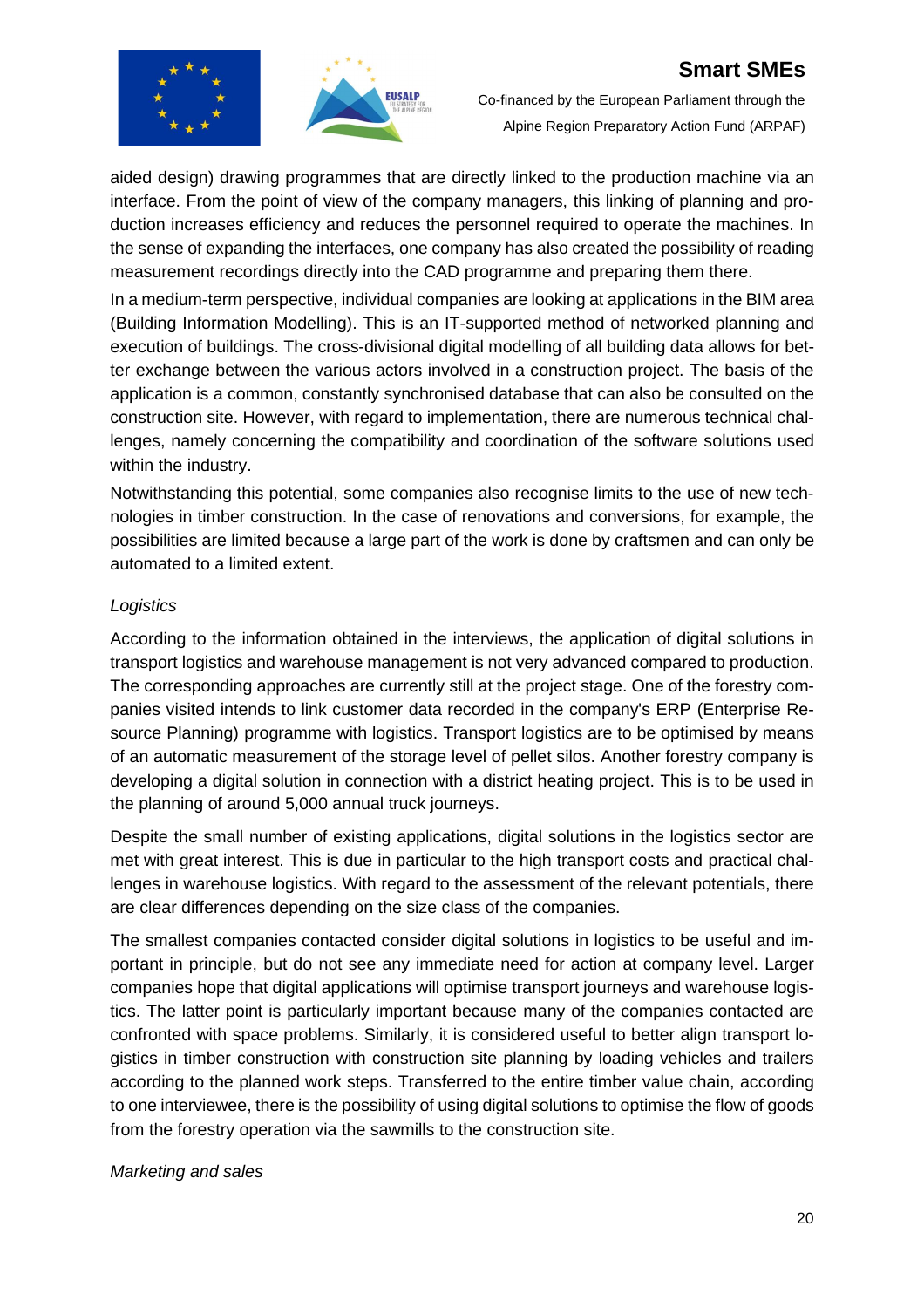aided design) drawing programmes that are directly linked to the production machine via an interface. From the point of view of the company managers, this linking of planning and production increases efficiency and reduces the personnel required to operate the machines. In the sense of expanding the interfaces, one company has also created the possibility of reading measurement recordings directly into the CAD programme and preparing them there.

In a medium-term perspective, individual companies are looking at applications in the BIM area (Building Information Modelling). This is an IT-supported method of networked planning and execution of buildings. The cross-divisional digital modelling of all building data allows for better exchange between the various actors involved in a construction project. The basis of the application is a common, constantly synchronised database that can also be consulted on the construction site. However, with regard to implementation, there are numerous technical challenges, namely concerning the compatibility and coordination of the software solutions used within the industry.

Notwithstanding this potential, some companies also recognise limits to the use of new technologies in timber construction. In the case of renovations and conversions, for example, the possibilities are limited because a large part of the work is done by craftsmen and can only be automated to a limited extent.

*Logistics*

According to the information obtained in the interviews, the application of digital solutions in transport logistics and warehouse management is not very advanced compared to production. The corresponding approaches are currently still at the project stage. One of the forestry companies visited intends to link customer data recorded in the company's ERP (Enterprise Resource Planning) programme with logistics. Transport logistics are to be optimised by means of an automatic measurement of the storage level of pellet silos. Another forestry company is developing a digital solution in connection with a district heating project. This is to be used in the planning of around 5,000 annual truck journeys.

Despite the small number of existing applications, digital solutions in the logistics sector are met with great interest. This is due in particular to the high transport costs and practical challenges in warehouse logistics. With regard to the assessment of the relevant potentials, there are clear differences depending on the size class of the companies.

The smallest companies contacted consider digital solutions in logistics to be useful and important in principle, but do not see any immediate need for action at company level. Larger companies hope that digital applications will optimise transport journeys and warehouse logistics. The latter point is particularly important because many of the companies contacted are confronted with space problems. Similarly, it is considered useful to better align transport logistics in timber construction with construction site planning by loading vehicles and trailers according to the planned work steps. Transferred to the entire timber value chain, according to one interviewee, there is the possibility of using digital solutions to optimise the flow of goods from the forestry operation via the sawmills to the construction site.

*Marketing and sales*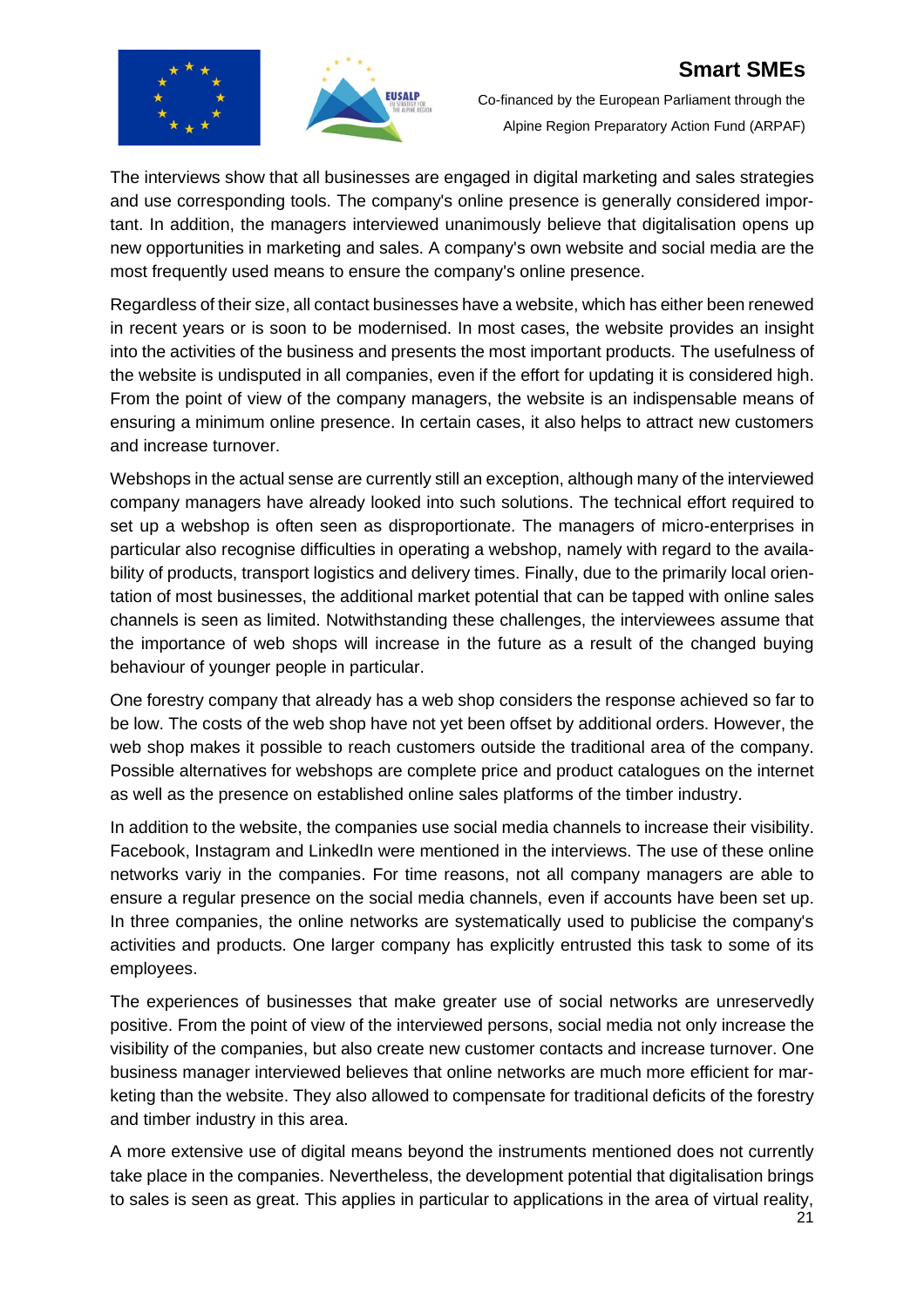The interviews show that all businesses are engaged in digital marketing and sales strategies and use corresponding tools. The company's online presence is generally considered important. In addition, the managers interviewed unanimously believe that digitalisation opens up new opportunities in marketing and sales. A company's own website and social media are the most frequently used means to ensure the company's online presence.

Regardless of their size, all contact businesses have a website, which has either been renewed in recent years or is soon to be modernised. In most cases, the website provides an insight into the activities of the business and presents the most important products. The usefulness of the website is undisputed in all companies, even if the effort for updating it is considered high. From the point of view of the company managers, the website is an indispensable means of ensuring a minimum online presence. In certain cases, it also helps to attract new customers and increase turnover.

Webshops in the actual sense are currently still an exception, although many of the interviewed company managers have already looked into such solutions. The technical effort required to set up a webshop is often seen as disproportionate. The managers of micro-enterprises in particular also recognise difficulties in operating a webshop, namely with regard to the availability of products, transport logistics and delivery times. Finally, due to the primarily local orientation of most businesses, the additional market potential that can be tapped with online sales channels is seen as limited. Notwithstanding these challenges, the interviewees assume that the importance of web shops will increase in the future as a result of the changed buying behaviour of younger people in particular.

One forestry company that already has a web shop considers the response achieved so far to be low. The costs of the web shop have not yet been offset by additional orders. However, the web shop makes it possible to reach customers outside the traditional area of the company. Possible alternatives for webshops are complete price and product catalogues on the internet as well as the presence on established online sales platforms of the timber industry.

In addition to the website, the companies use social media channels to increase their visibility. Facebook, Instagram and LinkedIn were mentioned in the interviews. The use of these online networks variy in the companies. For time reasons, not all company managers are able to ensure a regular presence on the social media channels, even if accounts have been set up. In three companies, the online networks are systematically used to publicise the company's activities and products. One larger company has explicitly entrusted this task to some of its employees.

The experiences of businesses that make greater use of social networks are unreservedly positive. From the point of view of the interviewed persons, social media not only increase the visibility of the companies, but also create new customer contacts and increase turnover. One business manager interviewed believes that online networks are much more efficient for marketing than the website. They also allowed to compensate for traditional deficits of the forestry and timber industry in this area.

A more extensive use of digital means beyond the instruments mentioned does not currently take place in the companies. Nevertheless, the development potential that digitalisation brings to sales is seen as great. This applies in particular to applications in the area of virtual reality,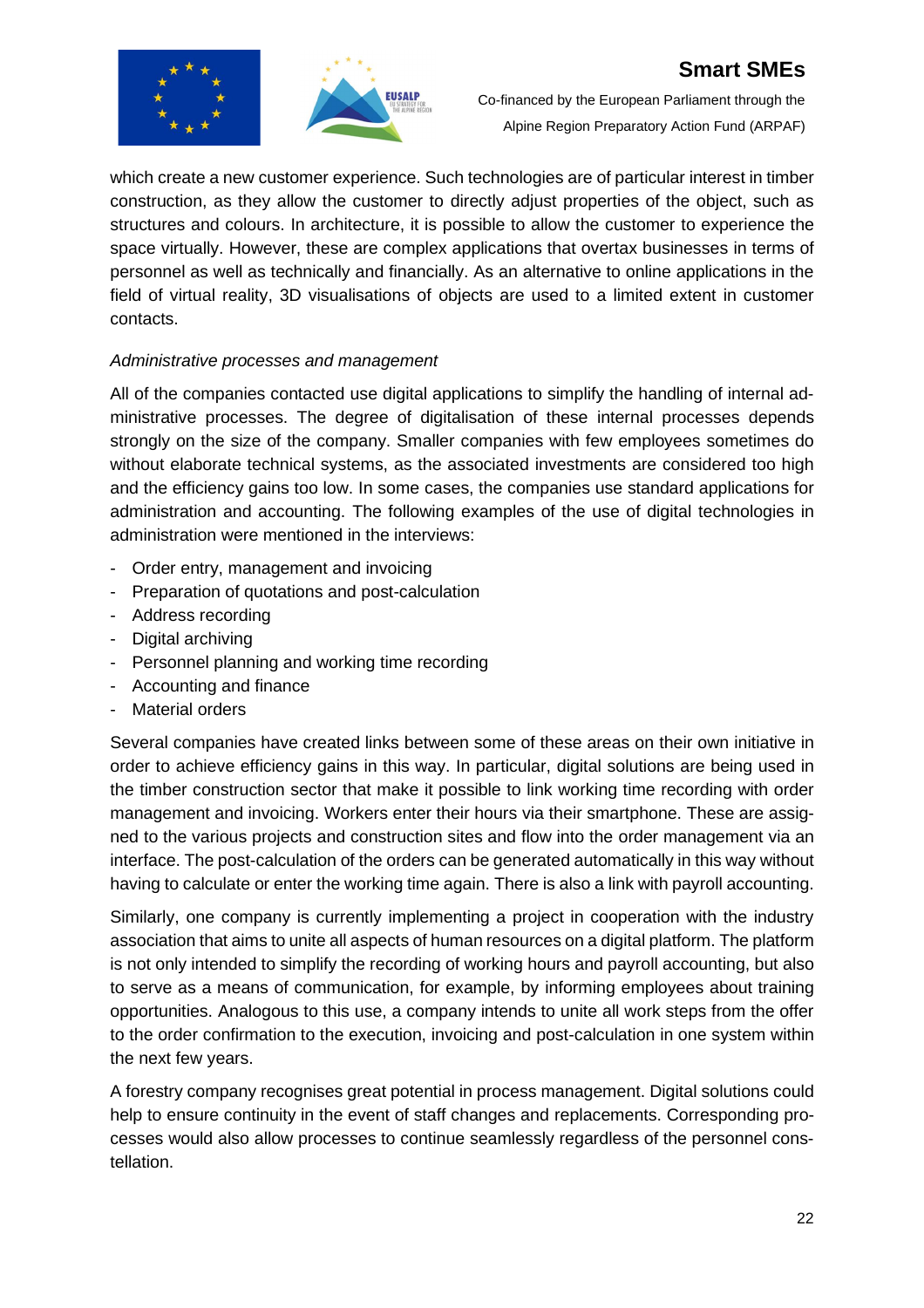which create a new customer experience. Such technologies are of particular interest in timber construction, as they allow the customer to directly adjust properties of the object, such as structures and colours. In architecture, it is possible to allow the customer to experience the space virtually. However, these are complex applications that overtax businesses in terms of personnel as well as technically and financially. As an alternative to online applications in the field of virtual reality, 3D visualisations of objects are used to a limited extent in customer contacts.

*Administrative processes and management*

All of the companies contacted use digital applications to simplify the handling of internal administrative processes. The degree of digitalisation of these internal processes depends strongly on the size of the company. Smaller companies with few employees sometimes do without elaborate technical systems, as the associated investments are considered too high and the efficiency gains too low. In some cases, the companies use standard applications for administration and accounting. The following examples of the use of digital technologies in administration were mentioned in the interviews:

- Order entry, management and invoicing
- Preparation of quotations and post-calculation
- Address recording
- Digital archiving
- Personnel planning and working time recording
- Accounting and finance
- Material orders

Several companies have created links between some of these areas on their own initiative in order to achieve efficiency gains in this way. In particular, digital solutions are being used in the timber construction sector that make it possible to link working time recording with order management and invoicing. Workers enter their hours via their smartphone. These are assigned to the various projects and construction sites and flow into the order management via an interface. The post-calculation of the orders can be generated automatically in this way without having to calculate or enter the working time again. There is also a link with payroll accounting.

Similarly, one company is currently implementing a project in cooperation with the industry association that aims to unite all aspects of human resources on a digital platform. The platform is not only intended to simplify the recording of working hours and payroll accounting, but also to serve as a means of communication, for example, by informing employees about training opportunities. Analogous to this use, a company intends to unite all work steps from the offer to the order confirmation to the execution, invoicing and post-calculation in one system within the next few years.

A forestry company recognises great potential in process management. Digital solutions could help to ensure continuity in the event of staff changes and replacements. Corresponding processes would also allow processes to continue seamlessly regardless of the personnel constellation.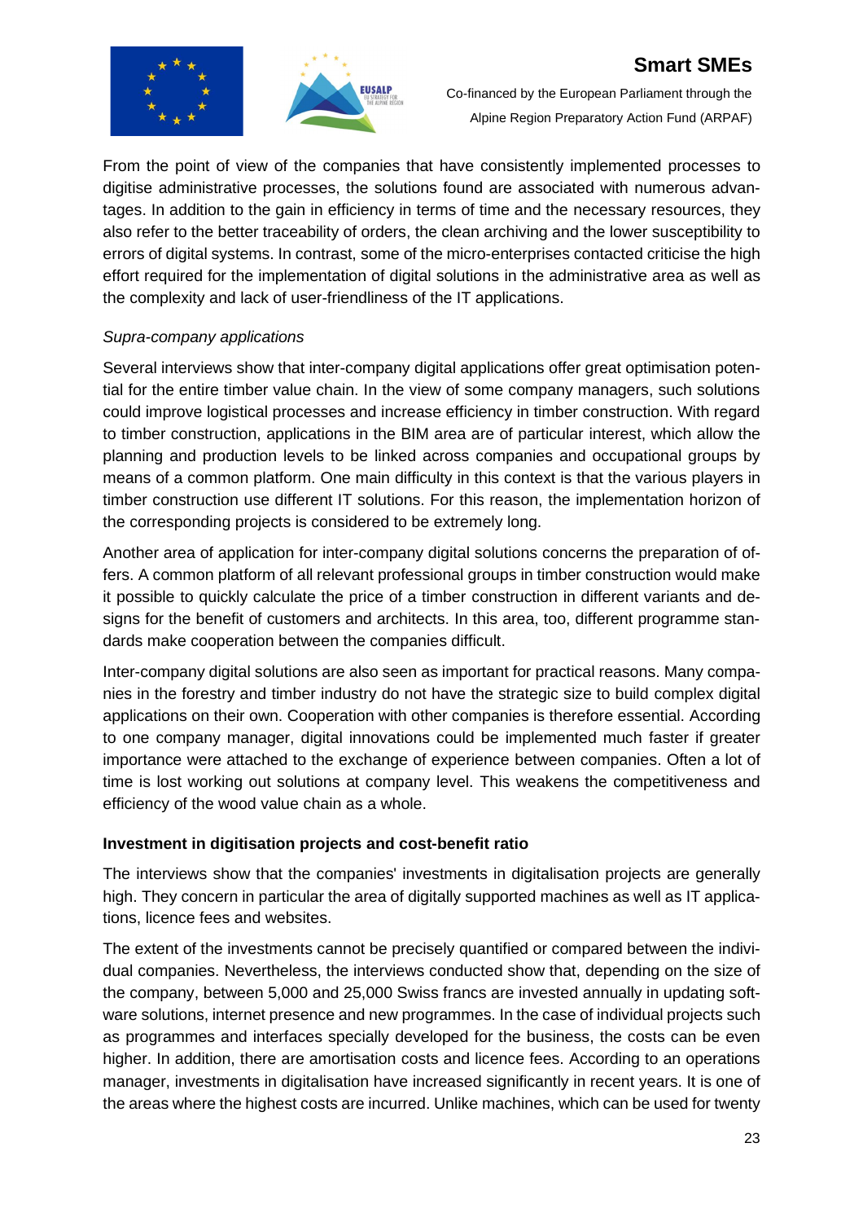From the point of view of the companies that have consistently implemented processes to digitise administrative processes, the solutions found are associated with numerous advantages. In addition to the gain in efficiency in terms of time and the necessary resources, they also refer to the better traceability of orders, the clean archiving and the lower susceptibility to errors of digital systems. In contrast, some of the micro-enterprises contacted criticise the high effort required for the implementation of digital solutions in the administrative area as well as the complexity and lack of user-friendliness of the IT applications.

*Supra-company applications*

Several interviews show that inter-company digital applications offer great optimisation potential for the entire timber value chain. In the view of some company managers, such solutions could improve logistical processes and increase efficiency in timber construction. With regard to timber construction, applications in the BIM area are of particular interest, which allow the planning and production levels to be linked across companies and occupational groups by means of a common platform. One main difficulty in this context is that the various players in timber construction use different IT solutions. For this reason, the implementation horizon of the corresponding projects is considered to be extremely long.

Another area of application for inter-company digital solutions concerns the preparation of offers. A common platform of all relevant professional groups in timber construction would make it possible to quickly calculate the price of a timber construction in different variants and designs for the benefit of customers and architects. In this area, too, different programme standards make cooperation between the companies difficult.

Inter-company digital solutions are also seen as important for practical reasons. Many companies in the forestry and timber industry do not have the strategic size to build complex digital applications on their own. Cooperation with other companies is therefore essential. According to one company manager, digital innovations could be implemented much faster if greater importance were attached to the exchange of experience between companies. Often a lot of time is lost working out solutions at company level. This weakens the competitiveness and efficiency of the wood value chain as a whole.

**Investment in digitisation projects and cost-benefit ratio**

The interviews show that the companies' investments in digitalisation projects are generally high. They concern in particular the area of digitally supported machines as well as IT applications, licence fees and websites.

The extent of the investments cannot be precisely quantified or compared between the individual companies. Nevertheless, the interviews conducted show that, depending on the size of the company, between 5,000 and 25,000 Swiss francs are invested annually in updating software solutions, internet presence and new programmes. In the case of individual projects such as programmes and interfaces specially developed for the business, the costs can be even higher. In addition, there are amortisation costs and licence fees. According to an operations manager, investments in digitalisation have increased significantly in recent years. It is one of the areas where the highest costs are incurred. Unlike machines, which can be used for twenty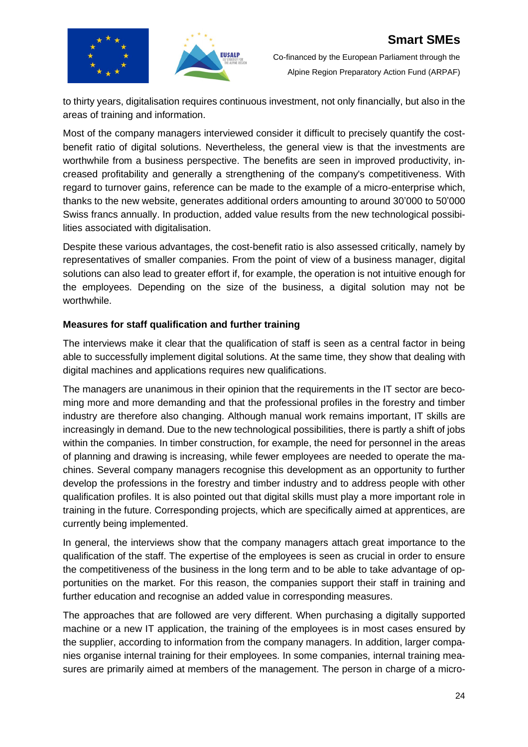to thirty years, digitalisation requires continuous investment, not only financially, but also in the areas of training and information.

Most of the company managers interviewed consider it difficult to precisely quantify the cost-benefit ratio of digital solutions. Nevertheless, the general view is that the investments are worthwhile from a business perspective. The benefits are seen in improved productivity, increased profitability and generally a strengthening of the company's competitiveness. With regard to turnover gains, reference can be made to the example of a micro-enterprise which, thanks to the new website, generates additional orders amounting to around 30'000 to 50'000 Swiss francs annually. In production, added value results from the new technological possibilities associated with digitalisation.

Despite these various advantages, the cost-benefit ratio is also assessed critically, namely by representatives of smaller companies. From the point of view of a business manager, digital solutions can also lead to greater effort if, for example, the operation is not intuitive enough for the employees. Depending on the size of the business, a digital solution may not be worthwhile.

**Measures for staff qualification and further training**

The interviews make it clear that the qualification of staff is seen as a central factor in being able to successfully implement digital solutions. At the same time, they show that dealing with digital machines and applications requires new qualifications.

The managers are unanimous in their opinion that the requirements in the IT sector are becoming more and more demanding and that the professional profiles in the forestry and timber industry are therefore also changing. Although manual work remains important, IT skills are increasingly in demand. Due to the new technological possibilities, there is partly a shift of jobs within the companies. In timber construction, for example, the need for personnel in the areas of planning and drawing is increasing, while fewer employees are needed to operate the machines. Several company managers recognise this development as an opportunity to further develop the professions in the forestry and timber industry and to address people with other qualification profiles. It is also pointed out that digital skills must play a more important role in training in the future. Corresponding projects, which are specifically aimed at apprentices, are currently being implemented.

In general, the interviews show that the company managers attach great importance to the qualification of the staff. The expertise of the employees is seen as crucial in order to ensure the competitiveness of the business in the long term and to be able to take advantage of opportunities on the market. For this reason, the companies support their staff in training and further education and recognise an added value in corresponding measures.

The approaches that are followed are very different. When purchasing a digitally supported machine or a new IT application, the training of the employees is in most cases ensured by the supplier, according to information from the company managers. In addition, larger companies organise internal training for their employees. In some companies, internal training measures are primarily aimed at members of the management. The person in charge of a micro-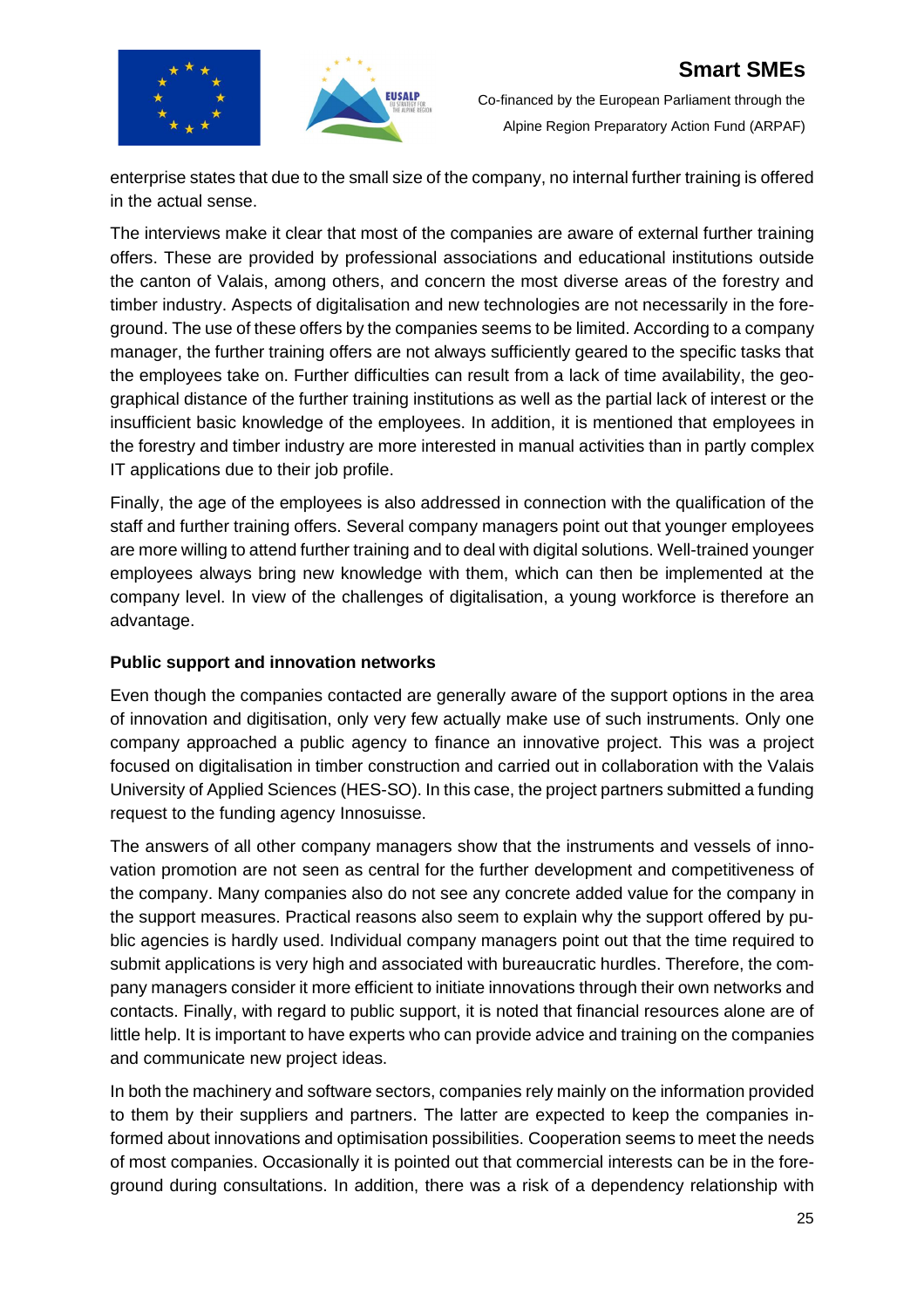enterprise states that due to the small size of the company, no internal further training is offered in the actual sense.

The interviews make it clear that most of the companies are aware of external further training offers. These are provided by professional associations and educational institutions outside the canton of Valais, among others, and concern the most diverse areas of the forestry and timber industry. Aspects of digitalisation and new technologies are not necessarily in the foreground. The use of these offers by the companies seems to be limited. According to a company manager, the further training offers are not always sufficiently geared to the specific tasks that the employees take on. Further difficulties can result from a lack of time availability, the geographical distance of the further training institutions as well as the partial lack of interest or the insufficient basic knowledge of the employees. In addition, it is mentioned that employees in the forestry and timber industry are more interested in manual activities than in partly complex IT applications due to their job profile.

Finally, the age of the employees is also addressed in connection with the qualification of the staff and further training offers. Several company managers point out that younger employees are more willing to attend further training and to deal with digital solutions. Well-trained younger employees always bring new knowledge with them, which can then be implemented at the company level. In view of the challenges of digitalisation, a young workforce is therefore an advantage.

**Public support and innovation networks**

Even though the companies contacted are generally aware of the support options in the area of innovation and digitisation, only very few actually make use of such instruments. Only one company approached a public agency to finance an innovative project. This was a project focused on digitalisation in timber construction and carried out in collaboration with the Valais University of Applied Sciences (HES-SO). In this case, the project partners submitted a funding request to the funding agency Innosuisse.

The answers of all other company managers show that the instruments and vessels of innovation promotion are not seen as central for the further development and competitiveness of the company. Many companies also do not see any concrete added value for the company in the support measures. Practical reasons also seem to explain why the support offered by public agencies is hardly used. Individual company managers point out that the time required to submit applications is very high and associated with bureaucratic hurdles. Therefore, the company managers consider it more efficient to initiate innovations through their own networks and contacts. Finally, with regard to public support, it is noted that financial resources alone are of little help. It is important to have experts who can provide advice and training on the companies and communicate new project ideas.

In both the machinery and software sectors, companies rely mainly on the information provided to them by their suppliers and partners. The latter are expected to keep the companies informed about innovations and optimisation possibilities. Cooperation seems to meet the needs of most companies. Occasionally it is pointed out that commercial interests can be in the foreground during consultations. In addition, there was a risk of a dependency relationship with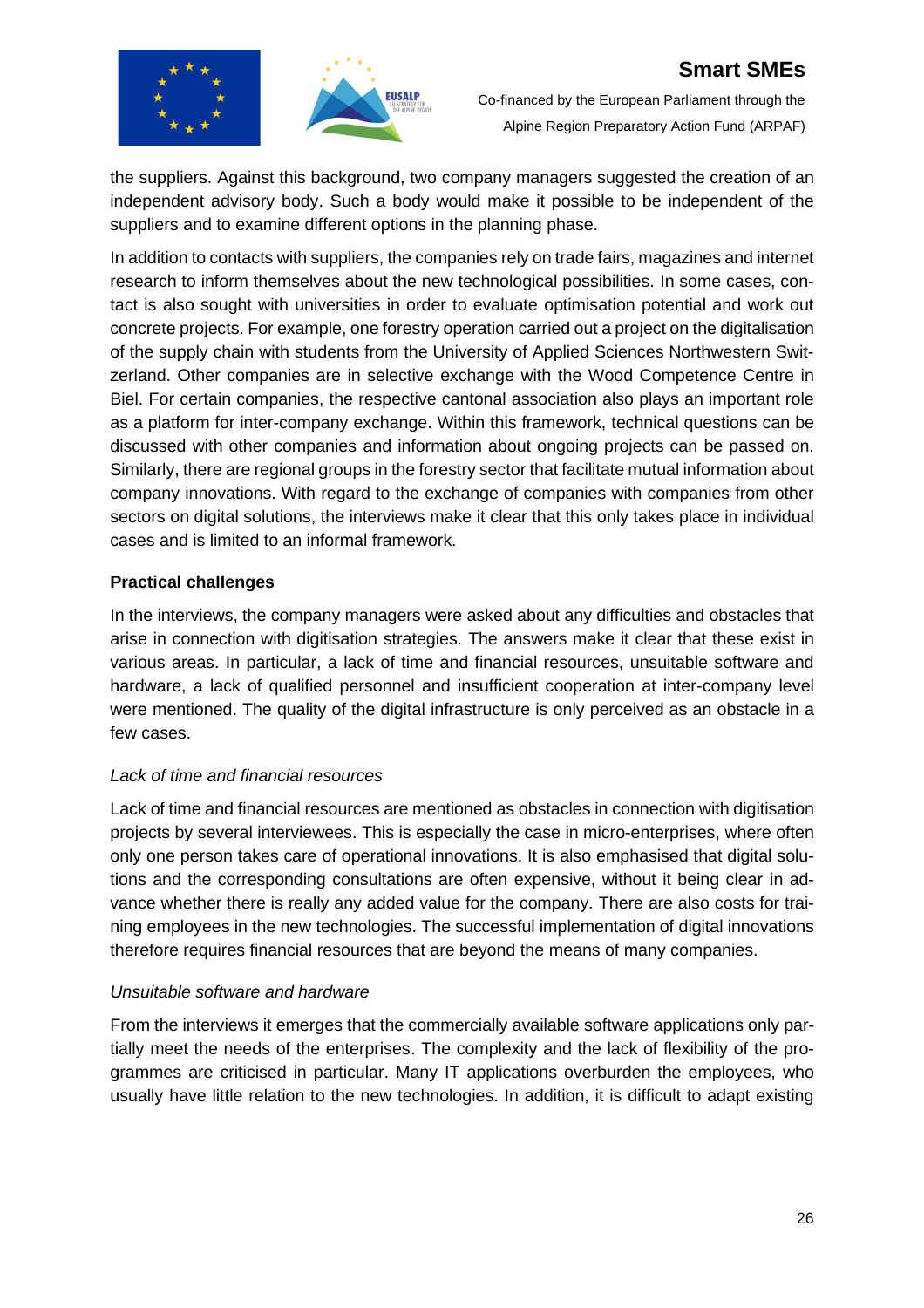the suppliers. Against this background, two company managers suggested the creation of an independent advisory body. Such a body would make it possible to be independent of the suppliers and to examine different options in the planning phase.

In addition to contacts with suppliers, the companies rely on trade fairs, magazines and internet research to inform themselves about the new technological possibilities. In some cases, contact is also sought with universities in order to evaluate optimisation potential and work out concrete projects. For example, one forestry operation carried out a project on the digitalisation of the supply chain with students from the University of Applied Sciences Northwestern Switzerland. Other companies are in selective exchange with the Wood Competence Centre in Biel. For certain companies, the respective cantonal association also plays an important role as a platform for inter-company exchange. Within this framework, technical questions can be discussed with other companies and information about ongoing projects can be passed on. Similarly, there are regional groups in the forestry sector that facilitate mutual information about company innovations. With regard to the exchange of companies with companies from other sectors on digital solutions, the interviews make it clear that this only takes place in individual cases and is limited to an informal framework.

**Practical challenges**

In the interviews, the company managers were asked about any difficulties and obstacles that arise in connection with digitisation strategies. The answers make it clear that these exist in various areas. In particular, a lack of time and financial resources, unsuitable software and hardware, a lack of qualified personnel and insufficient cooperation at inter-company level were mentioned. The quality of the digital infrastructure is only perceived as an obstacle in a few cases.

*Lack of time and financial resources*

Lack of time and financial resources are mentioned as obstacles in connection with digitisation projects by several interviewees. This is especially the case in micro-enterprises, where often only one person takes care of operational innovations. It is also emphasised that digital solutions and the corresponding consultations are often expensive, without it being clear in advance whether there is really any added value for the company. There are also costs for training employees in the new technologies. The successful implementation of digital innovations therefore requires financial resources that are beyond the means of many companies.

*Unsuitable software and hardware*

From the interviews it emerges that the commercially available software applications only partially meet the needs of the enterprises. The complexity and the lack of flexibility of the programmes are criticised in particular. Many IT applications overburden the employees, who usually have little relation to the new technologies. In addition, it is difficult to adapt existing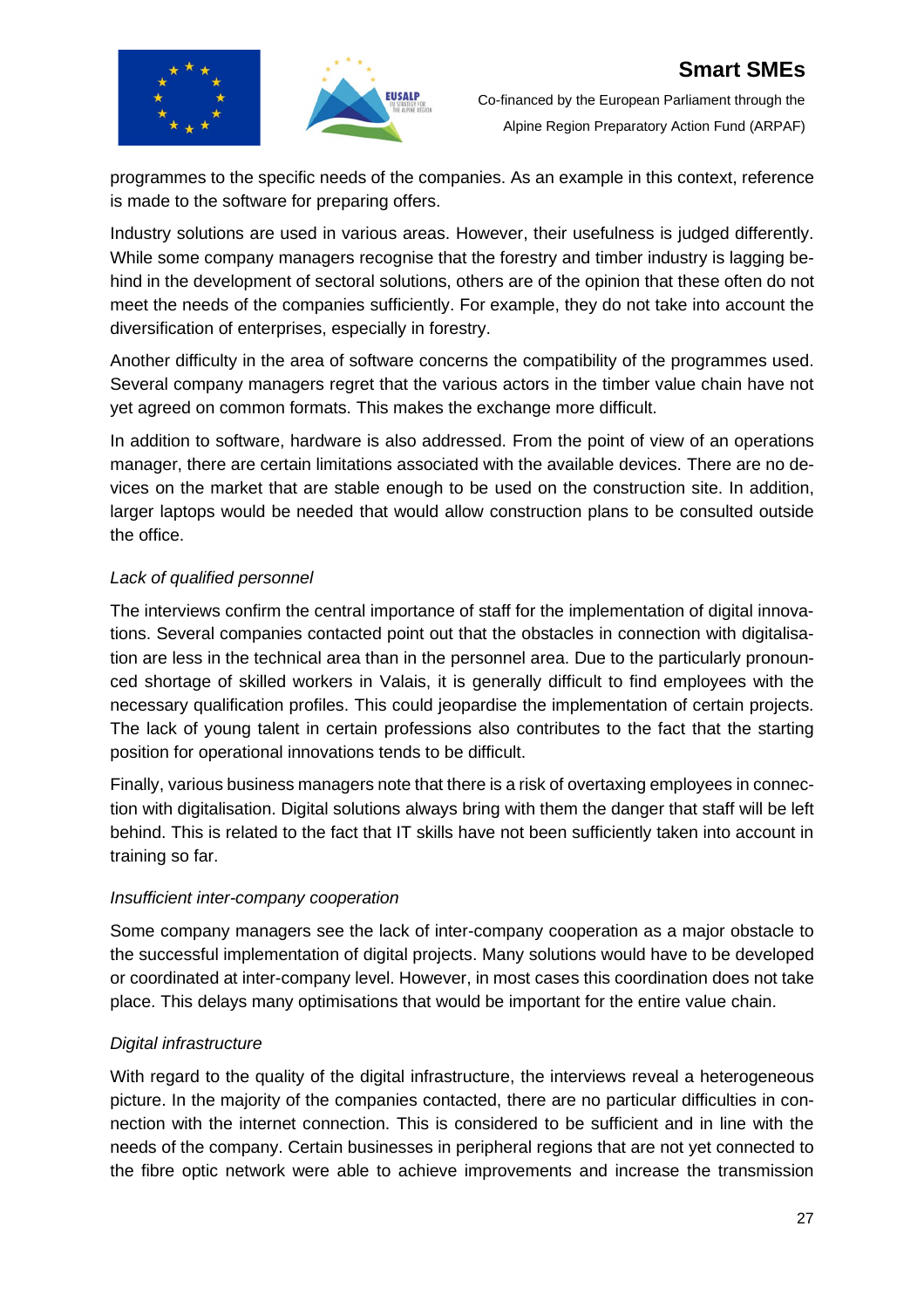programmes to the specific needs of the companies. As an example in this context, reference is made to the software for preparing offers.

Industry solutions are used in various areas. However, their usefulness is judged differently. While some company managers recognise that the forestry and timber industry is lagging behind in the development of sectoral solutions, others are of the opinion that these often do not meet the needs of the companies sufficiently. For example, they do not take into account the diversification of enterprises, especially in forestry.

Another difficulty in the area of software concerns the compatibility of the programmes used. Several company managers regret that the various actors in the timber value chain have not yet agreed on common formats. This makes the exchange more difficult.

In addition to software, hardware is also addressed. From the point of view of an operations manager, there are certain limitations associated with the available devices. There are no devices on the market that are stable enough to be used on the construction site. In addition, larger laptops would be needed that would allow construction plans to be consulted outside the office.

*Lack of qualified personnel*

The interviews confirm the central importance of staff for the implementation of digital innovations. Several companies contacted point out that the obstacles in connection with digitalisation are less in the technical area than in the personnel area. Due to the particularly pronounced shortage of skilled workers in Valais, it is generally difficult to find employees with the necessary qualification profiles. This could jeopardise the implementation of certain projects. The lack of young talent in certain professions also contributes to the fact that the starting position for operational innovations tends to be difficult.

Finally, various business managers note that there is a risk of overtaxing employees in connection with digitalisation. Digital solutions always bring with them the danger that staff will be left behind. This is related to the fact that IT skills have not been sufficiently taken into account in training so far.

*Insufficient inter-company cooperation*

Some company managers see the lack of inter-company cooperation as a major obstacle to the successful implementation of digital projects. Many solutions would have to be developed or coordinated at inter-company level. However, in most cases this coordination does not take place. This delays many optimisations that would be important for the entire value chain.

*Digital infrastructure*

With regard to the quality of the digital infrastructure, the interviews reveal a heterogeneous picture. In the majority of the companies contacted, there are no particular difficulties in connection with the internet connection. This is considered to be sufficient and in line with the needs of the company. Certain businesses in peripheral regions that are not yet connected to the fibre optic network were able to achieve improvements and increase the transmission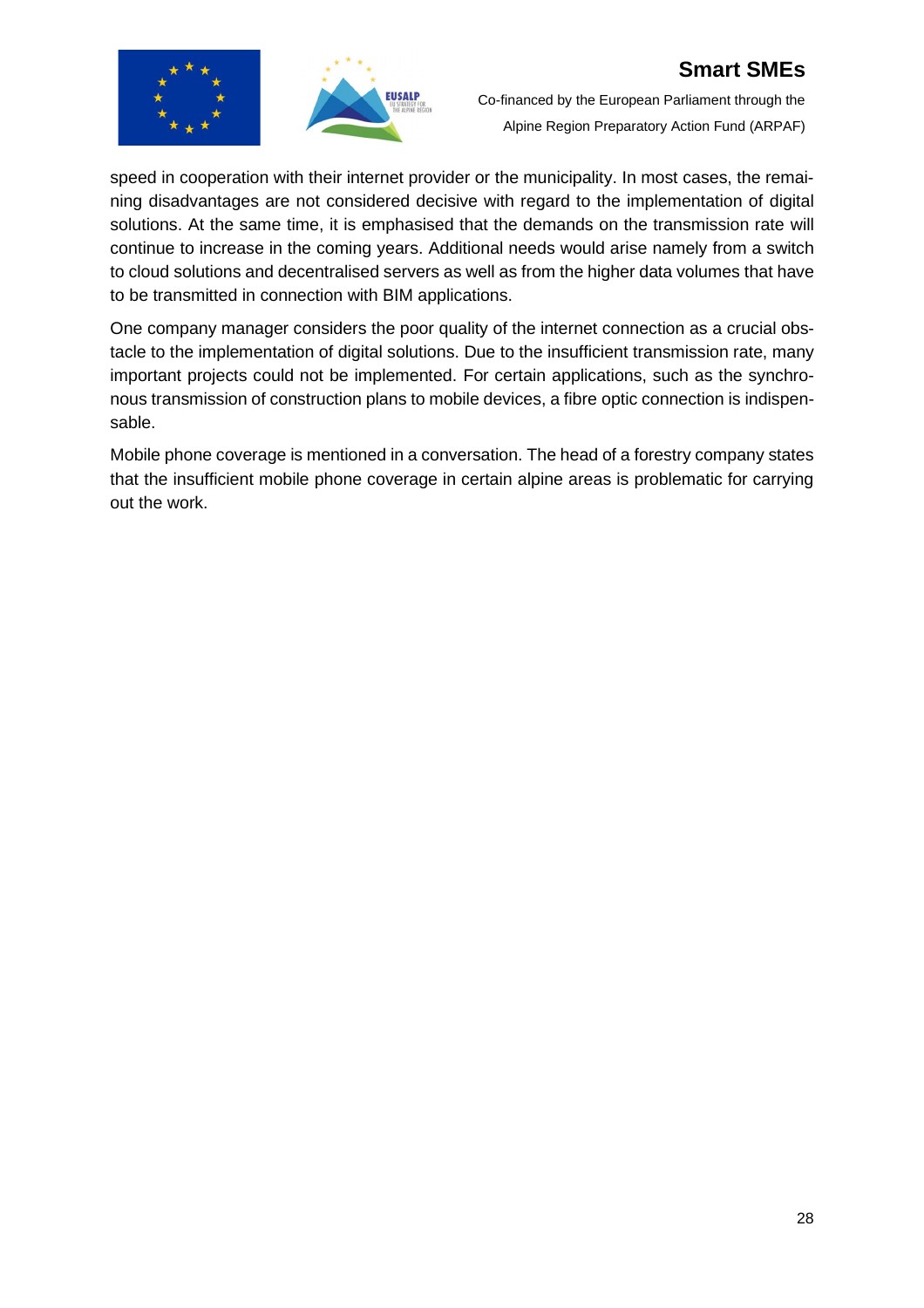speed in cooperation with their internet provider or the municipality. In most cases, the remaining disadvantages are not considered decisive with regard to the implementation of digital solutions. At the same time, it is emphasised that the demands on the transmission rate will continue to increase in the coming years. Additional needs would arise namely from a switch to cloud solutions and decentralised servers as well as from the higher data volumes that have to be transmitted in connection with BIM applications.

One company manager considers the poor quality of the internet connection as a crucial obstacle to the implementation of digital solutions. Due to the insufficient transmission rate, many important projects could not be implemented. For certain applications, such as the synchronous transmission of construction plans to mobile devices, a fibre optic connection is indispensable.

Mobile phone coverage is mentioned in a conversation. The head of a forestry company states that the insufficient mobile phone coverage in certain alpine areas is problematic for carrying out the work.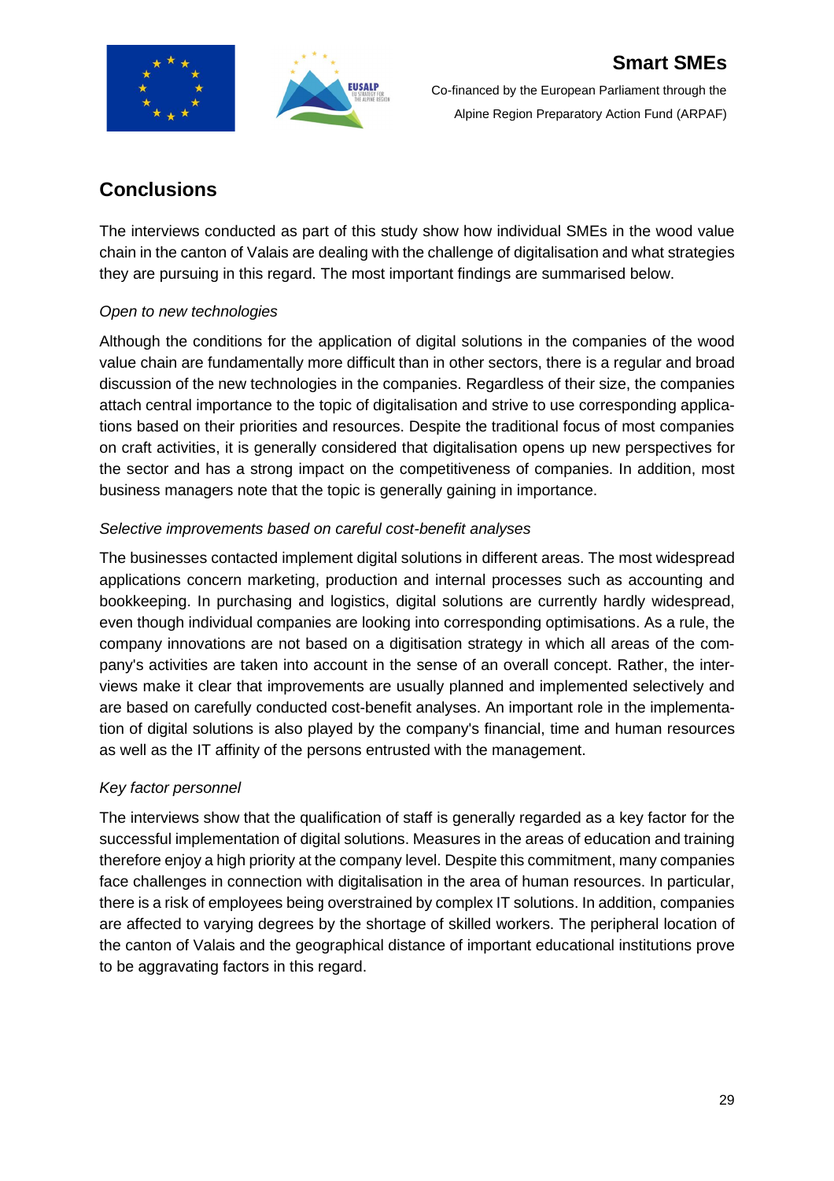## Conclusions

The interviews conducted as part of this study show how individual SMEs in the wood value chain in the canton of Valais are dealing with the challenge of digitalisation and what strategies they are pursuing in this regard. The most important findings are summarised below.

*Open to new technologies*

Although the conditions for the application of digital solutions in the companies of the wood value chain are fundamentally more difficult than in other sectors, there is a regular and broad discussion of the new technologies in the companies. Regardless of their size, the companies attach central importance to the topic of digitalisation and strive to use corresponding applications based on their priorities and resources. Despite the traditional focus of most companies on craft activities, it is generally considered that digitalisation opens up new perspectives for the sector and has a strong impact on the competitiveness of companies. In addition, most business managers note that the topic is generally gaining in importance.

*Selective improvements based on careful cost-benefit analyses*

The businesses contacted implement digital solutions in different areas. The most widespread applications concern marketing, production and internal processes such as accounting and bookkeeping. In purchasing and logistics, digital solutions are currently hardly widespread, even though individual companies are looking into corresponding optimisations. As a rule, the company innovations are not based on a digitisation strategy in which all areas of the company's activities are taken into account in the sense of an overall concept. Rather, the interviews make it clear that improvements are usually planned and implemented selectively and are based on carefully conducted cost-benefit analyses. An important role in the implementation of digital solutions is also played by the company's financial, time and human resources as well as the IT affinity of the persons entrusted with the management.

*Key factor personnel*

The interviews show that the qualification of staff is generally regarded as a key factor for the successful implementation of digital solutions. Measures in the areas of education and training therefore enjoy a high priority at the company level. Despite this commitment, many companies face challenges in connection with digitalisation in the area of human resources. In particular, there is a risk of employees being overstrained by complex IT solutions. In addition, companies are affected to varying degrees by the shortage of skilled workers. The peripheral location of the canton of Valais and the geographical distance of important educational institutions prove to be aggravating factors in this regard.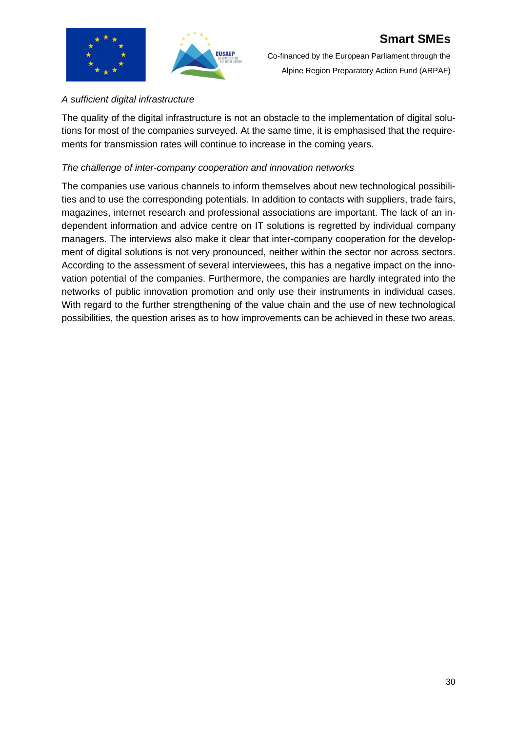*A sufficient digital infrastructure*

The quality of the digital infrastructure is not an obstacle to the implementation of digital solutions for most of the companies surveyed. At the same time, it is emphasised that the requirements for transmission rates will continue to increase in the coming years.

*The challenge of inter-company cooperation and innovation networks*

The companies use various channels to inform themselves about new technological possibilities and to use the corresponding potentials. In addition to contacts with suppliers, trade fairs, magazines, internet research and professional associations are important. The lack of an independent information and advice centre on IT solutions is regretted by individual company managers. The interviews also make it clear that inter-company cooperation for the development of digital solutions is not very pronounced, neither within the sector nor across sectors. According to the assessment of several interviewees, this has a negative impact on the innovation potential of the companies. Furthermore, the companies are hardly integrated into the networks of public innovation promotion and only use their instruments in individual cases. With regard to the further strengthening of the value chain and the use of new technological possibilities, the question arises as to how improvements can be achieved in these two areas.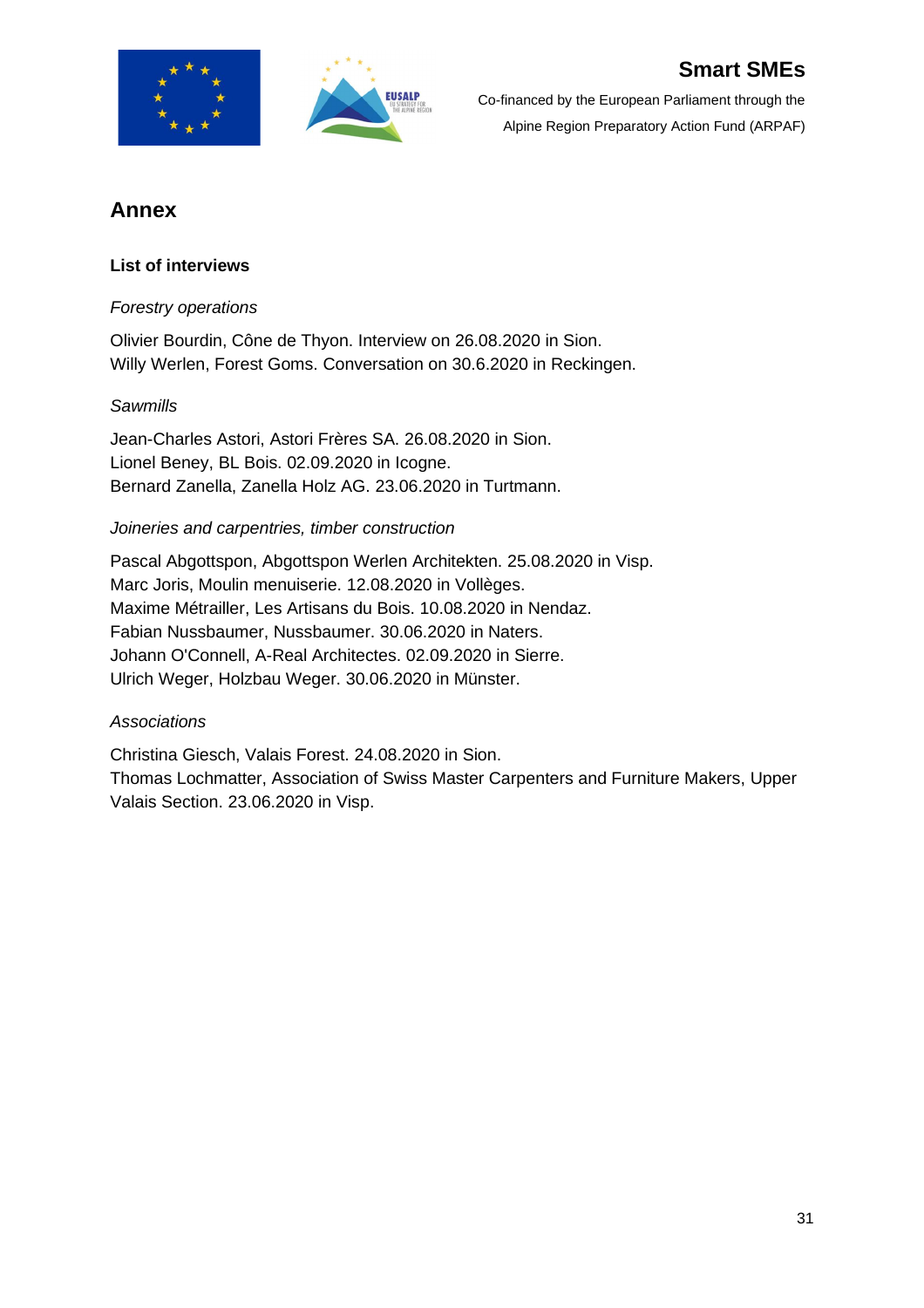## Annex

### List of interviews

*Forestry operations*

Olivier Bourdin, Cône de Thyon. Interview on 26.08.2020 in Sion.
Willy Werlen, Forest Goms. Conversation on 30.6.2020 in Reckingen.

*Sawmills*

Jean-Charles Astori, Astori Frères SA. 26.08.2020 in Sion.
Lionel Beney, BL Bois. 02.09.2020 in Icogne.
Bernard Zanella, Zanella Holz AG. 23.06.2020 in Turtmann.

*Joineries and carpentries, timber construction*

Pascal Abgottspon, Abgottspon Werlen Architekten. 25.08.2020 in Visp.
Marc Joris, Moulin menuiserie. 12.08.2020 in Vollèges.
Maxime Métrailler, Les Artisans du Bois. 10.08.2020 in Nendaz.
Fabian Nussbaumer, Nussbaumer. 30.06.2020 in Naters.
Johann O'Connell, A-Real Architectes. 02.09.2020 in Sierre.
Ulrich Weger, Holzbau Weger. 30.06.2020 in Münster.

*Associations*

Christina Giesch, Valais Forest. 24.08.2020 in Sion.
Thomas Lochmatter, Association of Swiss Master Carpenters and Furniture Makers, Upper Valais Section. 23.06.2020 in Visp.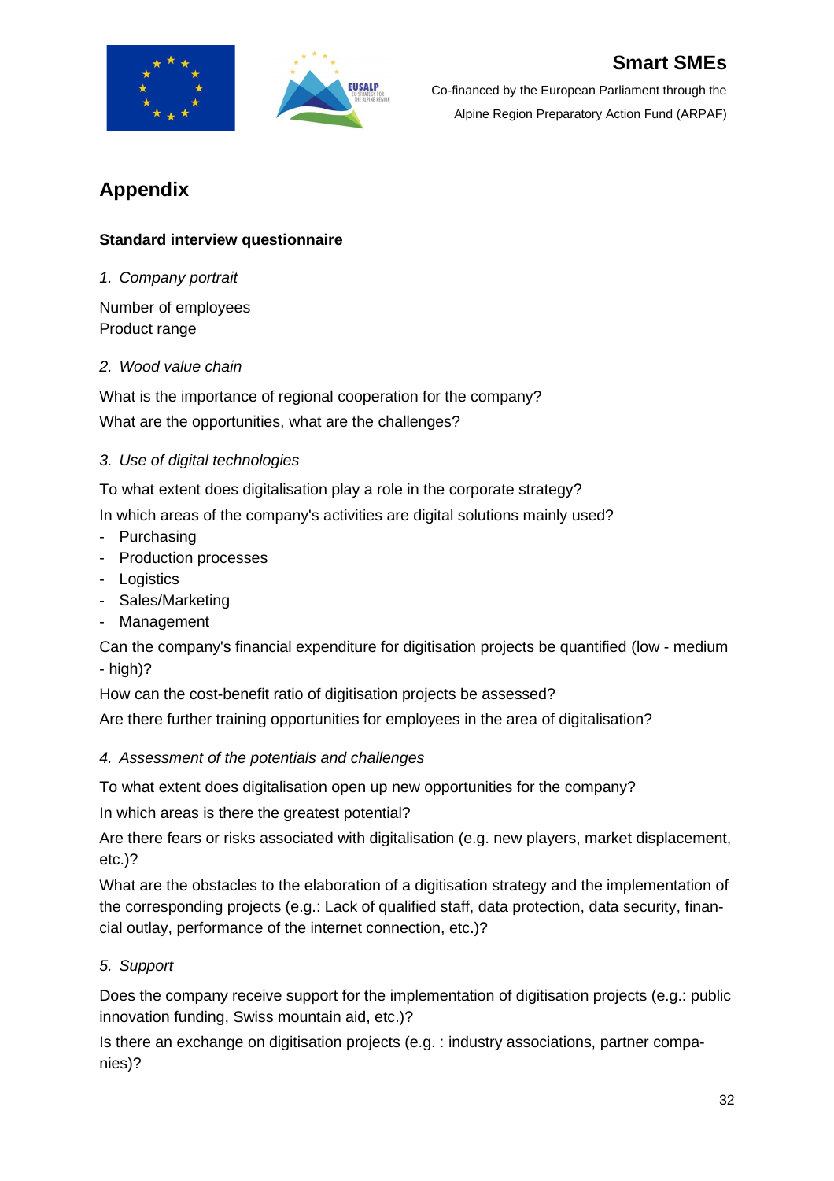# Appendix

**Standard interview questionnaire**

1. *Company portrait*

Number of employees
Product range

2. *Wood value chain*

What is the importance of regional cooperation for the company?

What are the opportunities, what are the challenges?

3. *Use of digital technologies*

To what extent does digitalisation play a role in the corporate strategy?

In which areas of the company's activities are digital solutions mainly used?

- Purchasing
- Production processes
- Logistics
- Sales/Marketing
- Management

Can the company's financial expenditure for digitisation projects be quantified (low - medium - high)?

How can the cost-benefit ratio of digitisation projects be assessed?

Are there further training opportunities for employees in the area of digitalisation?

4. *Assessment of the potentials and challenges*

To what extent does digitalisation open up new opportunities for the company?

In which areas is there the greatest potential?

Are there fears or risks associated with digitalisation (e.g. new players, market displacement, etc.)?

What are the obstacles to the elaboration of a digitisation strategy and the implementation of the corresponding projects (e.g.: Lack of qualified staff, data protection, data security, financial outlay, performance of the internet connection, etc.)?

5. *Support*

Does the company receive support for the implementation of digitisation projects (e.g.: public innovation funding, Swiss mountain aid, etc.)?

Is there an exchange on digitisation projects (e.g. : industry associations, partner companies)?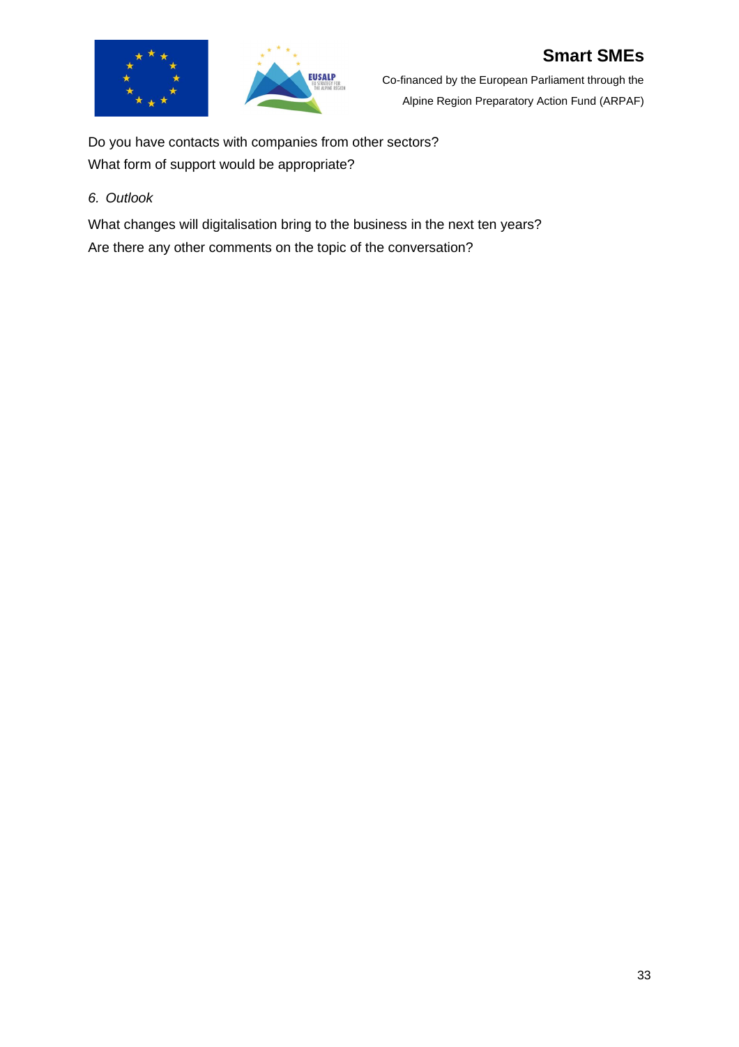Do you have contacts with companies from other sectors?

What form of support would be appropriate?

*6. Outlook*

What changes will digitalisation bring to the business in the next ten years?

Are there any other comments on the topic of the conversation?